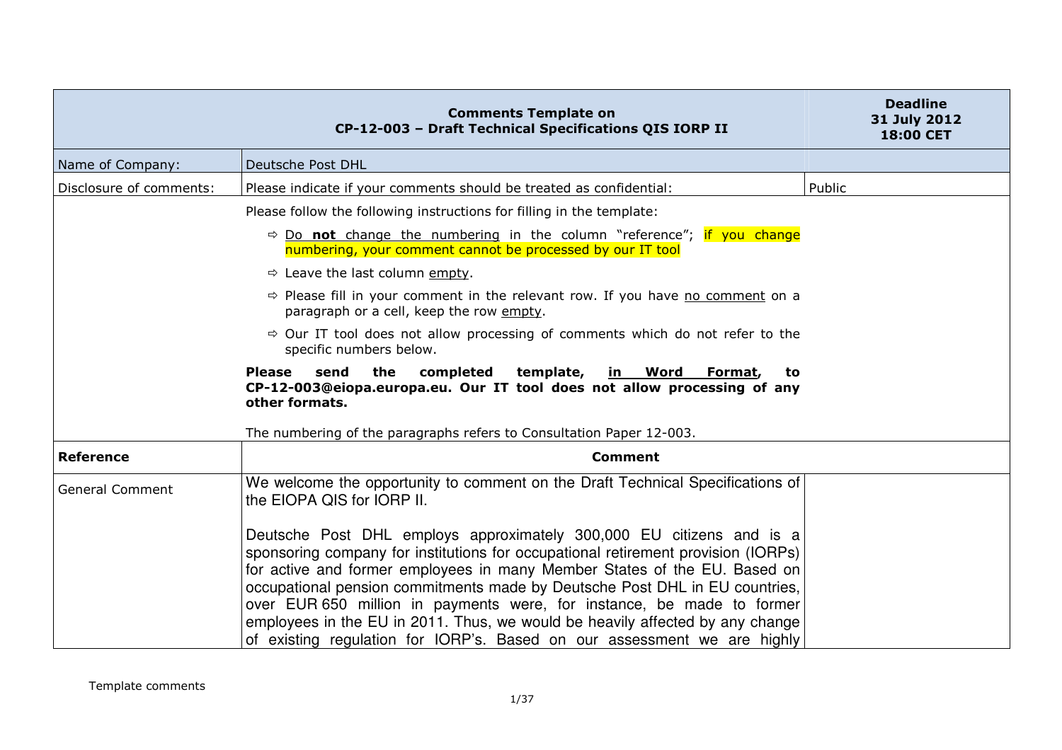| Comments Template on CP-12-003 – Draft Technical Specifications QIS IORP II | | Deadline 31 July 2012 18:00 CET |
|---|---|---|
| Name of Company: | Deutsche Post DHL | |
| Disclosure of comments: | Please indicate if your comments should be treated as confidential: | Public |
| | Please follow the following instructions for filling in the template:<br><br>⇨ Do **not** change the numbering in the column "reference"; if you change numbering, your comment cannot be processed by our IT tool<br><br>⇨ Leave the last column empty.<br><br>⇨ Please fill in your comment in the relevant row. If you have no comment on a paragraph or a cell, keep the row empty.<br><br>⇨ Our IT tool does not allow processing of comments which do not refer to the specific numbers below.<br><br>**Please send the completed template, in Word Format, to CP-12-003@eiopa.europa.eu. Our IT tool does not allow processing of any other formats.**<br><br>The numbering of the paragraphs refers to Consultation Paper 12-003. | |
| **Reference** | **Comment** | |
| General Comment | We welcome the opportunity to comment on the Draft Technical Specifications of the EIOPA QIS for IORP II.<br><br>Deutsche Post DHL employs approximately 300,000 EU citizens and is a sponsoring company for institutions for occupational retirement provision (IORPs) for active and former employees in many Member States of the EU. Based on occupational pension commitments made by Deutsche Post DHL in EU countries, over EUR 650 million in payments were, for instance, be made to former employees in the EU in 2011. Thus, we would be heavily affected by any change of existing regulation for IORP's. Based on our assessment we are highly | |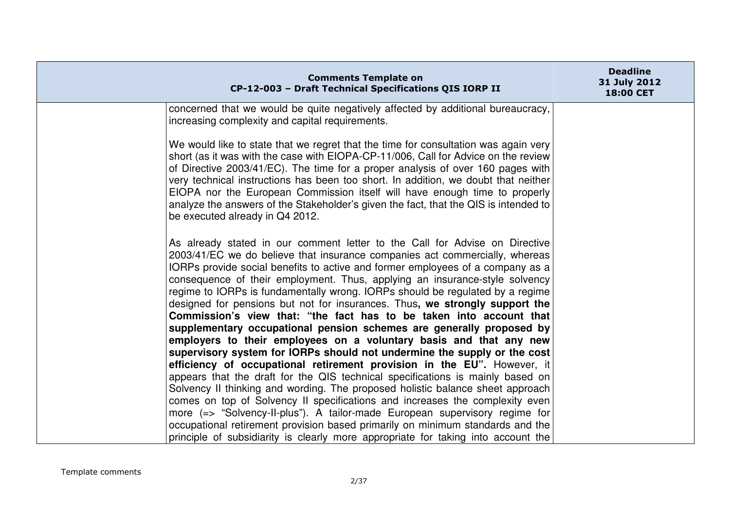| Comments Template on CP-12-003 – Draft Technical Specifications QIS IORP II | | Deadline 31 July 2012 18:00 CET |
|---|---|---|
| | concerned that we would be quite negatively affected by additional bureaucracy, increasing complexity and capital requirements.<br><br>We would like to state that we regret that the time for consultation was again very short (as it was with the case with EIOPA-CP-11/006, Call for Advice on the review of Directive 2003/41/EC). The time for a proper analysis of over 160 pages with very technical instructions has been too short. In addition, we doubt that neither EIOPA nor the European Commission itself will have enough time to properly analyze the answers of the Stakeholder's given the fact, that the QIS is intended to be executed already in Q4 2012.<br><br>As already stated in our comment letter to the Call for Advise on Directive 2003/41/EC we do believe that insurance companies act commercially, whereas IORPs provide social benefits to active and former employees of a company as a consequence of their employment. Thus, applying an insurance-style solvency regime to IORPs is fundamentally wrong. IORPs should be regulated by a regime designed for pensions but not for insurances. Thus**, we strongly support the Commission's view that: "the fact has to be taken into account that supplementary occupational pension schemes are generally proposed by employers to their employees on a voluntary basis and that any new supervisory system for IORPs should not undermine the supply or the cost efficiency of occupational retirement provision in the EU".** However, it appears that the draft for the QIS technical specifications is mainly based on Solvency II thinking and wording. The proposed holistic balance sheet approach comes on top of Solvency II specifications and increases the complexity even more (=> "Solvency-II-plus"). A tailor-made European supervisory regime for occupational retirement provision based primarily on minimum standards and the principle of subsidiarity is clearly more appropriate for taking into account the | |

Template comments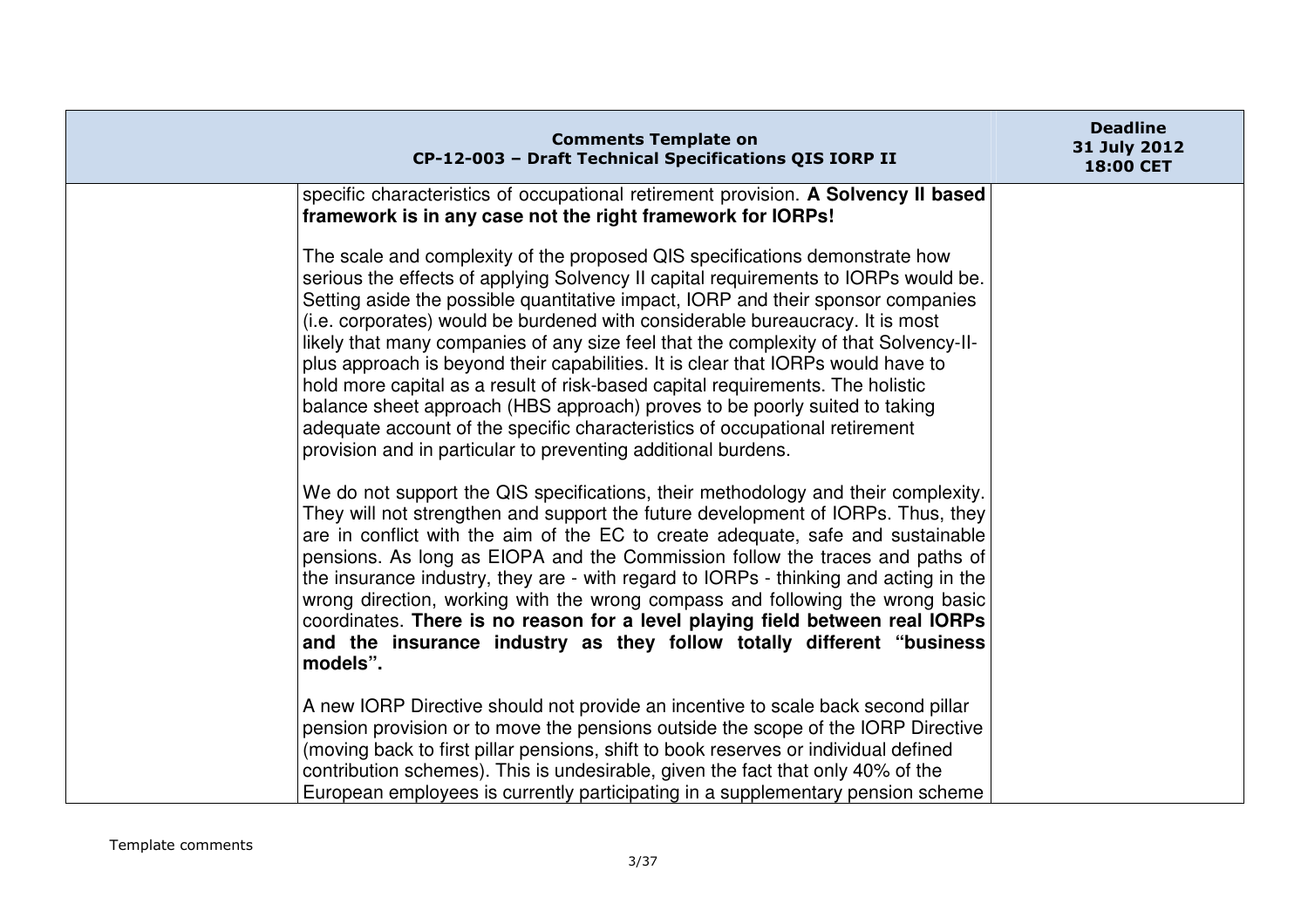| | | |
|---|---|---|
| | specific characteristics of occupational retirement provision. **A Solvency II based framework is in any case not the right framework for IORPs!**<br><br>The scale and complexity of the proposed QIS specifications demonstrate how serious the effects of applying Solvency II capital requirements to IORPs would be. Setting aside the possible quantitative impact, IORP and their sponsor companies (i.e. corporates) would be burdened with considerable bureaucracy. It is most likely that many companies of any size feel that the complexity of that Solvency-II-plus approach is beyond their capabilities. It is clear that IORPs would have to hold more capital as a result of risk-based capital requirements. The holistic balance sheet approach (HBS approach) proves to be poorly suited to taking adequate account of the specific characteristics of occupational retirement provision and in particular to preventing additional burdens.<br><br>We do not support the QIS specifications, their methodology and their complexity. They will not strengthen and support the future development of IORPs. Thus, they are in conflict with the aim of the EC to create adequate, safe and sustainable pensions. As long as EIOPA and the Commission follow the traces and paths of the insurance industry, they are - with regard to IORPs - thinking and acting in the wrong direction, working with the wrong compass and following the wrong basic coordinates. **There is no reason for a level playing field between real IORPs and the insurance industry as they follow totally different "business models".**<br><br>A new IORP Directive should not provide an incentive to scale back second pillar pension provision or to move the pensions outside the scope of the IORP Directive (moving back to first pillar pensions, shift to book reserves or individual defined contribution schemes). This is undesirable, given the fact that only 40% of the European employees is currently participating in a supplementary pension scheme | |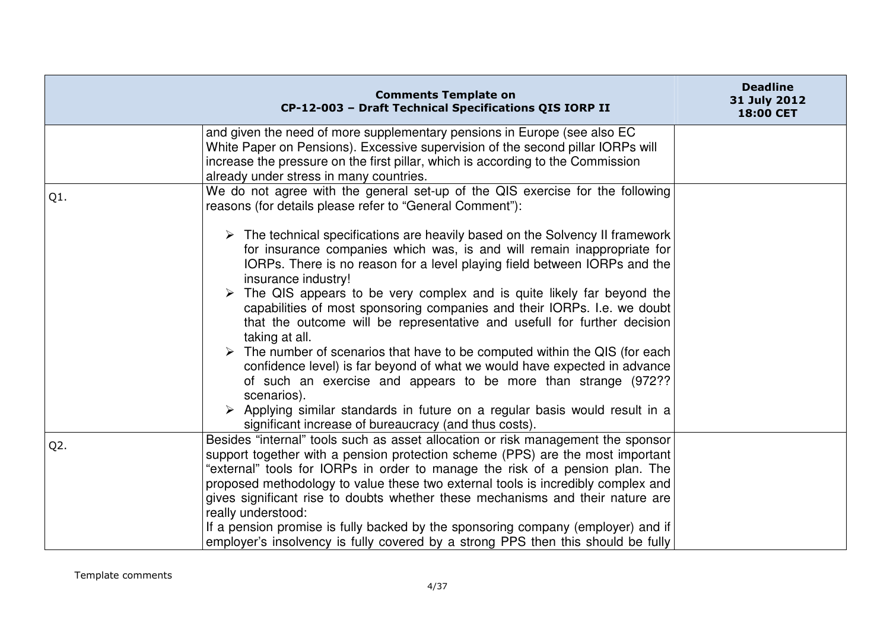| Comments Template on CP-12-003 – Draft Technical Specifications QIS IORP II | | Deadline 31 July 2012 18:00 CET |
|---|---|---|
| | and given the need of more supplementary pensions in Europe (see also EC White Paper on Pensions). Excessive supervision of the second pillar IORPs will increase the pressure on the first pillar, which is according to the Commission already under stress in many countries. | |
| Q1. | We do not agree with the general set-up of the QIS exercise for the following reasons (for details please refer to "General Comment"):<br><br>➢ The technical specifications are heavily based on the Solvency II framework for insurance companies which was, is and will remain inappropriate for IORPs. There is no reason for a level playing field between IORPs and the insurance industry!<br>➢ The QIS appears to be very complex and is quite likely far beyond the capabilities of most sponsoring companies and their IORPs. I.e. we doubt that the outcome will be representative and usefull for further decision taking at all.<br>➢ The number of scenarios that have to be computed within the QIS (for each confidence level) is far beyond of what we would have expected in advance of such an exercise and appears to be more than strange (972?? scenarios).<br>➢ Applying similar standards in future on a regular basis would result in a significant increase of bureaucracy (and thus costs). | |
| Q2. | Besides "internal" tools such as asset allocation or risk management the sponsor support together with a pension protection scheme (PPS) are the most important "external" tools for IORPs in order to manage the risk of a pension plan. The proposed methodology to value these two external tools is incredibly complex and gives significant rise to doubts whether these mechanisms and their nature are really understood:<br>If a pension promise is fully backed by the sponsoring company (employer) and if employer's insolvency is fully covered by a strong PPS then this should be fully | |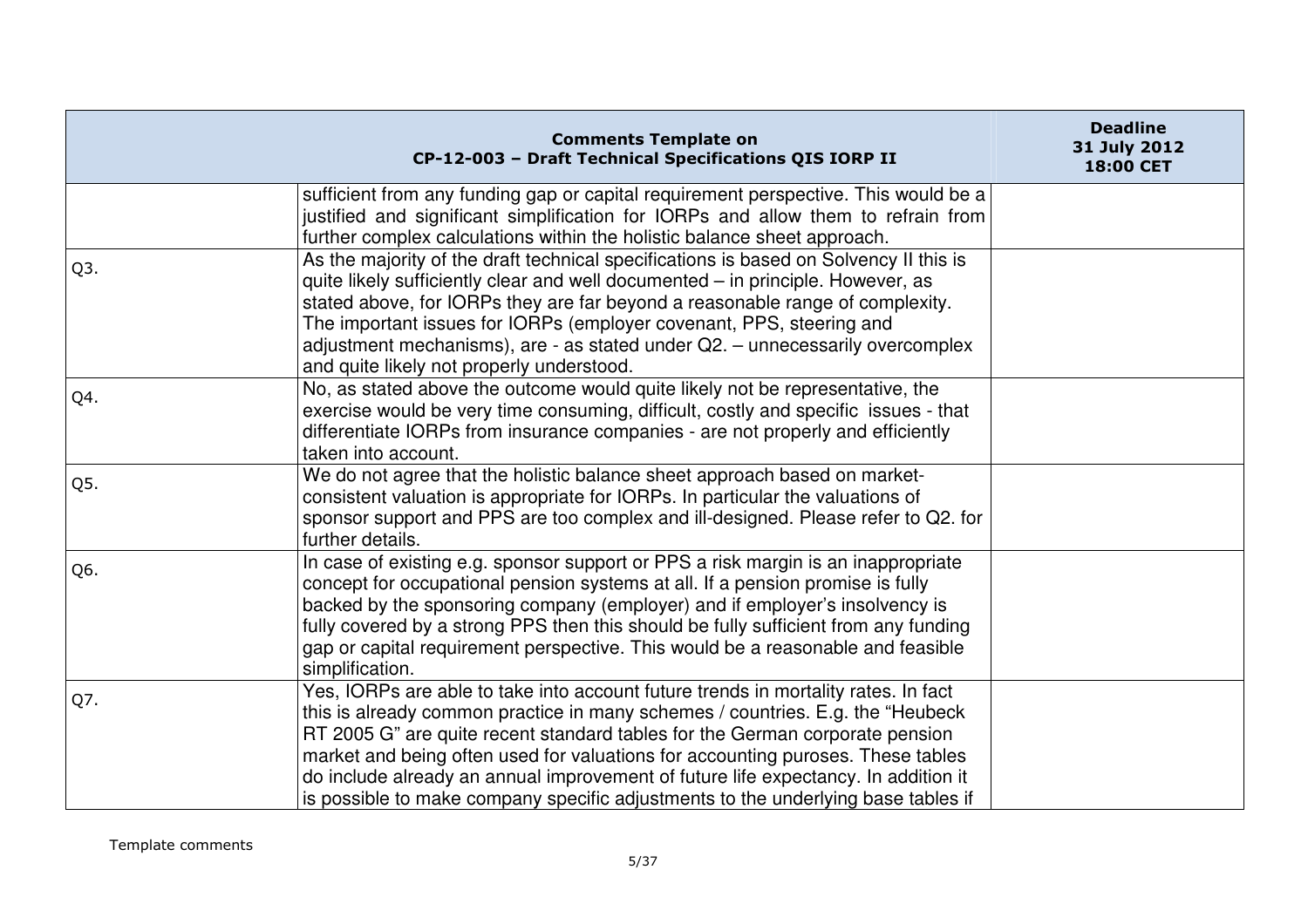| Comments Template on CP-12-003 – Draft Technical Specifications QIS IORP II | | Deadline 31 July 2012 18:00 CET |
|---|---|---|
| | sufficient from any funding gap or capital requirement perspective. This would be a justified and significant simplification for IORPs and allow them to refrain from further complex calculations within the holistic balance sheet approach. | |
| Q3. | As the majority of the draft technical specifications is based on Solvency II this is quite likely sufficiently clear and well documented – in principle. However, as stated above, for IORPs they are far beyond a reasonable range of complexity. The important issues for IORPs (employer covenant, PPS, steering and adjustment mechanisms), are - as stated under Q2. – unnecessarily overcomplex and quite likely not properly understood. | |
| Q4. | No, as stated above the outcome would quite likely not be representative, the exercise would be very time consuming, difficult, costly and specific issues - that differentiate IORPs from insurance companies - are not properly and efficiently taken into account. | |
| Q5. | We do not agree that the holistic balance sheet approach based on market-consistent valuation is appropriate for IORPs. In particular the valuations of sponsor support and PPS are too complex and ill-designed. Please refer to Q2. for further details. | |
| Q6. | In case of existing e.g. sponsor support or PPS a risk margin is an inappropriate concept for occupational pension systems at all. If a pension promise is fully backed by the sponsoring company (employer) and if employer's insolvency is fully covered by a strong PPS then this should be fully sufficient from any funding gap or capital requirement perspective. This would be a reasonable and feasible simplification. | |
| Q7. | Yes, IORPs are able to take into account future trends in mortality rates. In fact this is already common practice in many schemes / countries. E.g. the "Heubeck RT 2005 G" are quite recent standard tables for the German corporate pension market and being often used for valuations for accounting puroses. These tables do include already an annual improvement of future life expectancy. In addition it is possible to make company specific adjustments to the underlying base tables if | |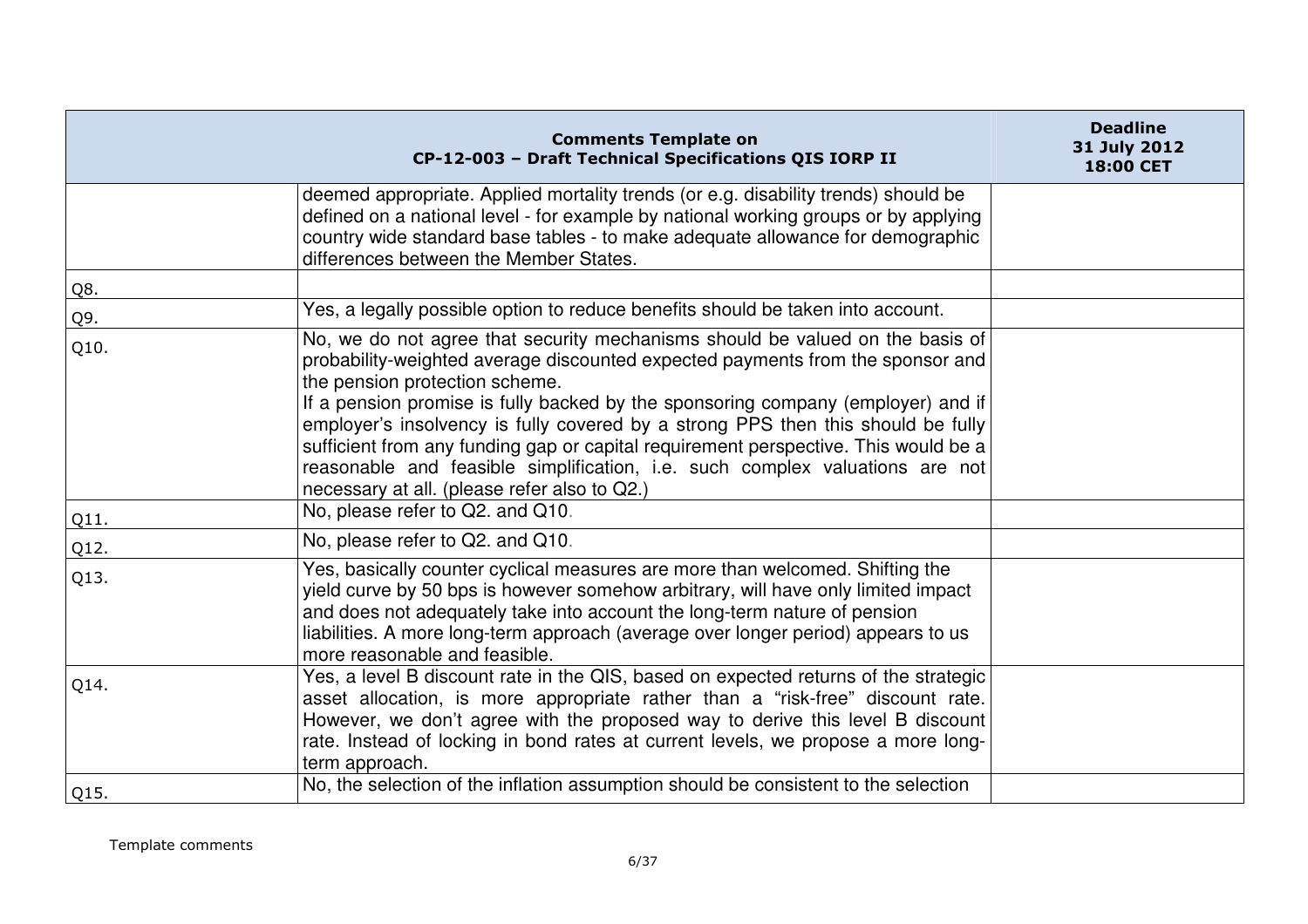| Comments Template on CP-12-003 – Draft Technical Specifications QIS IORP II | | Deadline 31 July 2012 18:00 CET |
|---|---|---|
| | deemed appropriate. Applied mortality trends (or e.g. disability trends) should be defined on a national level - for example by national working groups or by applying country wide standard base tables - to make adequate allowance for demographic differences between the Member States. | |
| Q8. | | |
| Q9. | Yes, a legally possible option to reduce benefits should be taken into account. | |
| Q10. | No, we do not agree that security mechanisms should be valued on the basis of probability-weighted average discounted expected payments from the sponsor and the pension protection scheme.<br>If a pension promise is fully backed by the sponsoring company (employer) and if employer's insolvency is fully covered by a strong PPS then this should be fully sufficient from any funding gap or capital requirement perspective. This would be a reasonable and feasible simplification, i.e. such complex valuations are not necessary at all. (please refer also to Q2.) | |
| Q11. | No, please refer to Q2. and Q10. | |
| Q12. | No, please refer to Q2. and Q10. | |
| Q13. | Yes, basically counter cyclical measures are more than welcomed. Shifting the yield curve by 50 bps is however somehow arbitrary, will have only limited impact and does not adequately take into account the long-term nature of pension liabilities. A more long-term approach (average over longer period) appears to us more reasonable and feasible. | |
| Q14. | Yes, a level B discount rate in the QIS, based on expected returns of the strategic asset allocation, is more appropriate rather than a "risk-free" discount rate. However, we don't agree with the proposed way to derive this level B discount rate. Instead of locking in bond rates at current levels, we propose a more long-term approach. | |
| Q15. | No, the selection of the inflation assumption should be consistent to the selection | |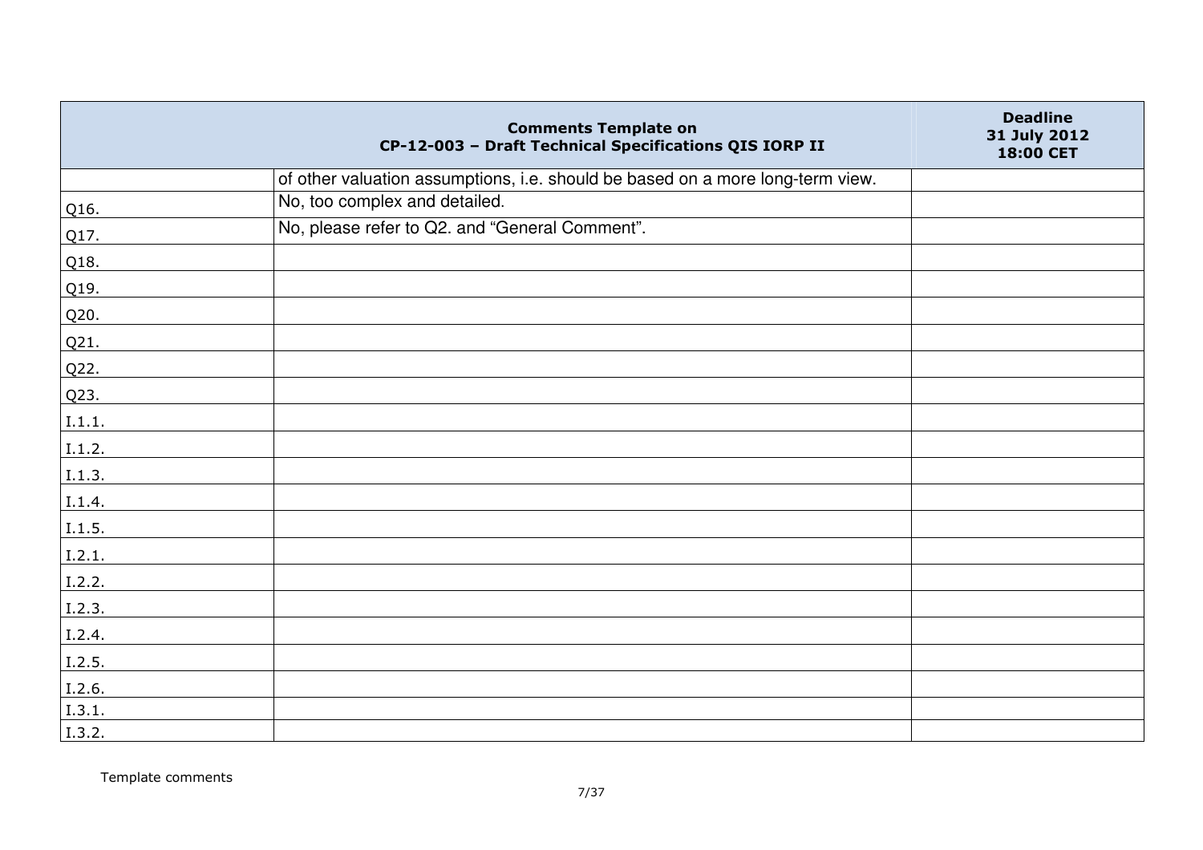| | Comments Template on CP-12-003 – Draft Technical Specifications QIS IORP II | Deadline 31 July 2012 18:00 CET |
|---|---|---|
| | of other valuation assumptions, i.e. should be based on a more long-term view. | |
| Q16. | No, too complex and detailed. | |
| Q17. | No, please refer to Q2. and "General Comment". | |
| Q18. | | |
| Q19. | | |
| Q20. | | |
| Q21. | | |
| Q22. | | |
| Q23. | | |
| I.1.1. | | |
| I.1.2. | | |
| I.1.3. | | |
| I.1.4. | | |
| I.1.5. | | |
| I.2.1. | | |
| I.2.2. | | |
| I.2.3. | | |
| I.2.4. | | |
| I.2.5. | | |
| I.2.6. | | |
| I.3.1. | | |
| I.3.2. | | |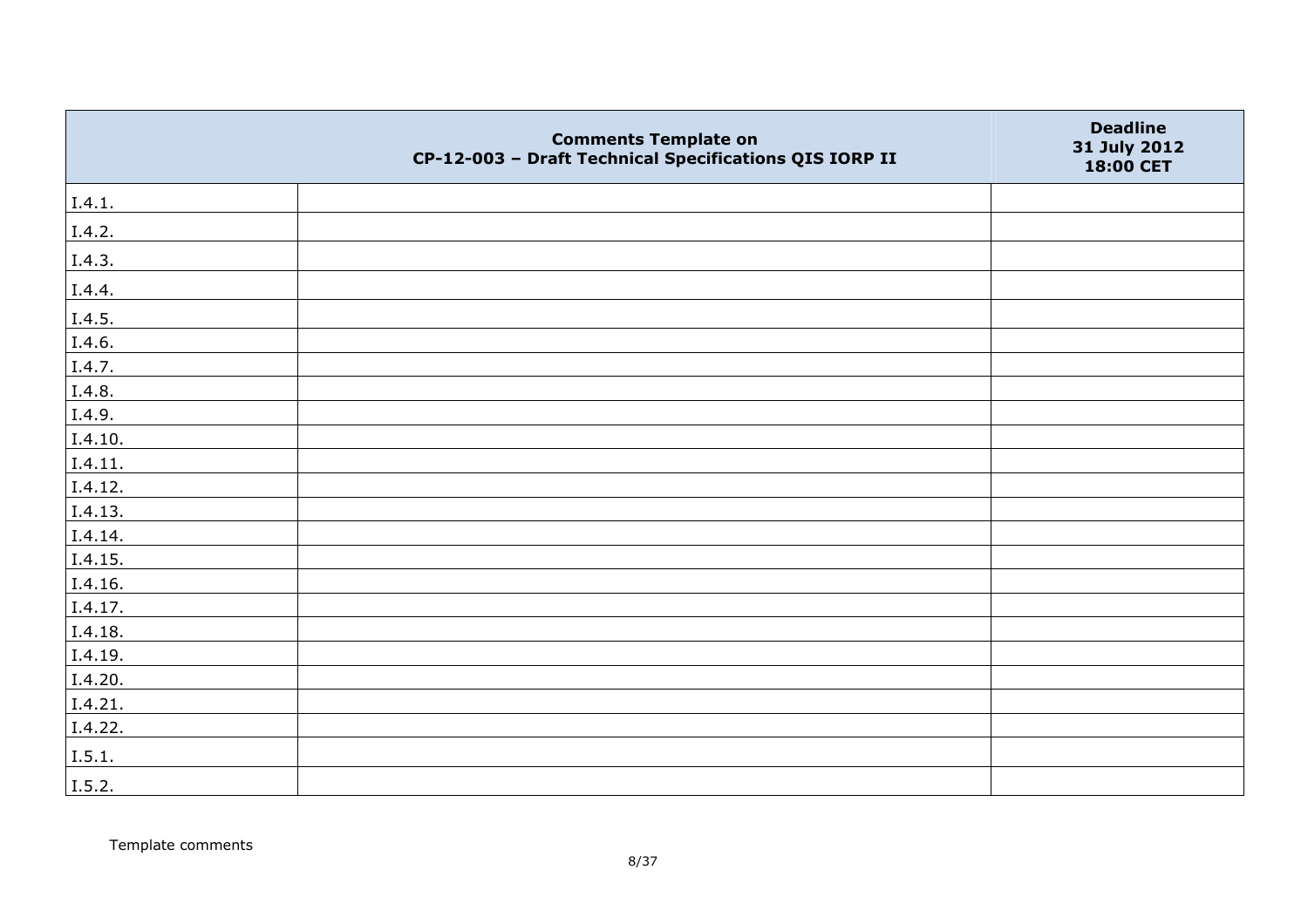| Comments Template on CP-12-003 – Draft Technical Specifications QIS IORP II | | Deadline 31 July 2012 18:00 CET |
|---|---|---|
| I.4.1. | | |
| I.4.2. | | |
| I.4.3. | | |
| I.4.4. | | |
| I.4.5. | | |
| I.4.6. | | |
| I.4.7. | | |
| I.4.8. | | |
| I.4.9. | | |
| I.4.10. | | |
| I.4.11. | | |
| I.4.12. | | |
| I.4.13. | | |
| I.4.14. | | |
| I.4.15. | | |
| I.4.16. | | |
| I.4.17. | | |
| I.4.18. | | |
| I.4.19. | | |
| I.4.20. | | |
| I.4.21. | | |
| I.4.22. | | |
| I.5.1. | | |
| I.5.2. | | |

Template comments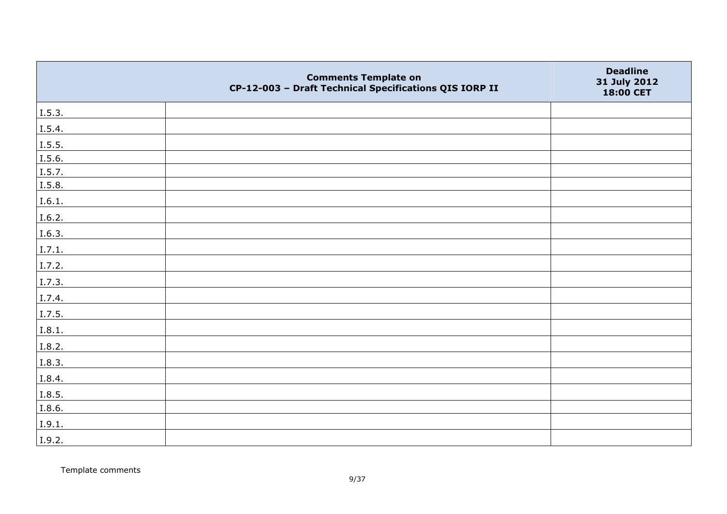| | Comments Template on CP-12-003 – Draft Technical Specifications QIS IORP II | Deadline 31 July 2012 18:00 CET |
|---|---|---|
| I.5.3. | | |
| I.5.4. | | |
| I.5.5. | | |
| I.5.6. | | |
| I.5.7. | | |
| I.5.8. | | |
| I.6.1. | | |
| I.6.2. | | |
| I.6.3. | | |
| I.7.1. | | |
| I.7.2. | | |
| I.7.3. | | |
| I.7.4. | | |
| I.7.5. | | |
| I.8.1. | | |
| I.8.2. | | |
| I.8.3. | | |
| I.8.4. | | |
| I.8.5. | | |
| I.8.6. | | |
| I.9.1. | | |
| I.9.2. | | |

Template comments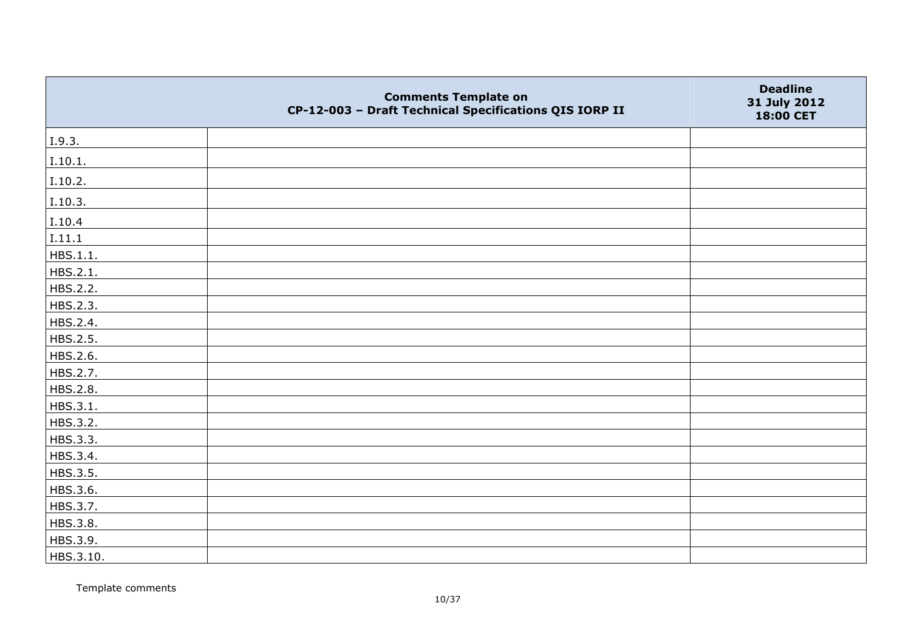| Comments Template on CP-12-003 – Draft Technical Specifications QIS IORP II | | Deadline 31 July 2012 18:00 CET |
|---|---|---|
| I.9.3. | | |
| I.10.1. | | |
| I.10.2. | | |
| I.10.3. | | |
| I.10.4 | | |
| I.11.1 | | |
| HBS.1.1. | | |
| HBS.2.1. | | |
| HBS.2.2. | | |
| HBS.2.3. | | |
| HBS.2.4. | | |
| HBS.2.5. | | |
| HBS.2.6. | | |
| HBS.2.7. | | |
| HBS.2.8. | | |
| HBS.3.1. | | |
| HBS.3.2. | | |
| HBS.3.3. | | |
| HBS.3.4. | | |
| HBS.3.5. | | |
| HBS.3.6. | | |
| HBS.3.7. | | |
| HBS.3.8. | | |
| HBS.3.9. | | |
| HBS.3.10. | | |

Template comments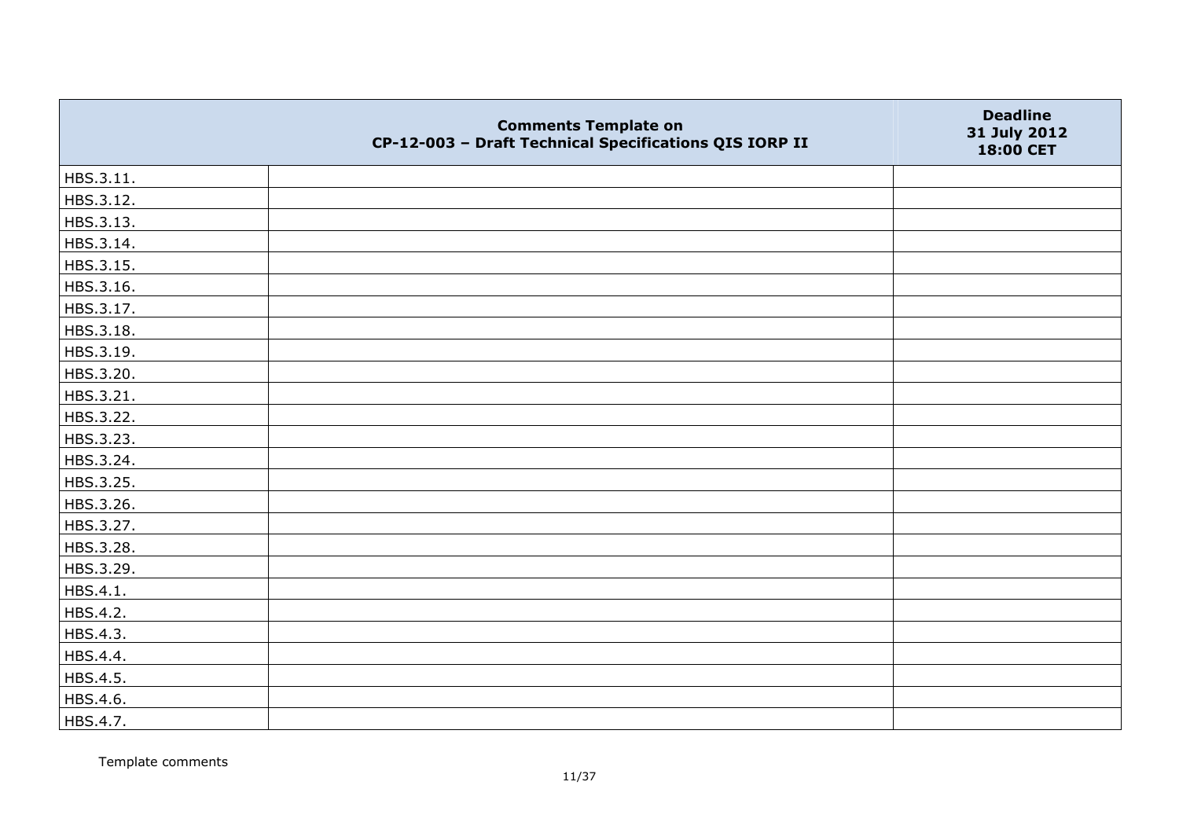| | Comments Template on CP-12-003 – Draft Technical Specifications QIS IORP II | Deadline 31 July 2012 18:00 CET |
|---|---|---|
| HBS.3.11. | | |
| HBS.3.12. | | |
| HBS.3.13. | | |
| HBS.3.14. | | |
| HBS.3.15. | | |
| HBS.3.16. | | |
| HBS.3.17. | | |
| HBS.3.18. | | |
| HBS.3.19. | | |
| HBS.3.20. | | |
| HBS.3.21. | | |
| HBS.3.22. | | |
| HBS.3.23. | | |
| HBS.3.24. | | |
| HBS.3.25. | | |
| HBS.3.26. | | |
| HBS.3.27. | | |
| HBS.3.28. | | |
| HBS.3.29. | | |
| HBS.4.1. | | |
| HBS.4.2. | | |
| HBS.4.3. | | |
| HBS.4.4. | | |
| HBS.4.5. | | |
| HBS.4.6. | | |
| HBS.4.7. | | |

Template comments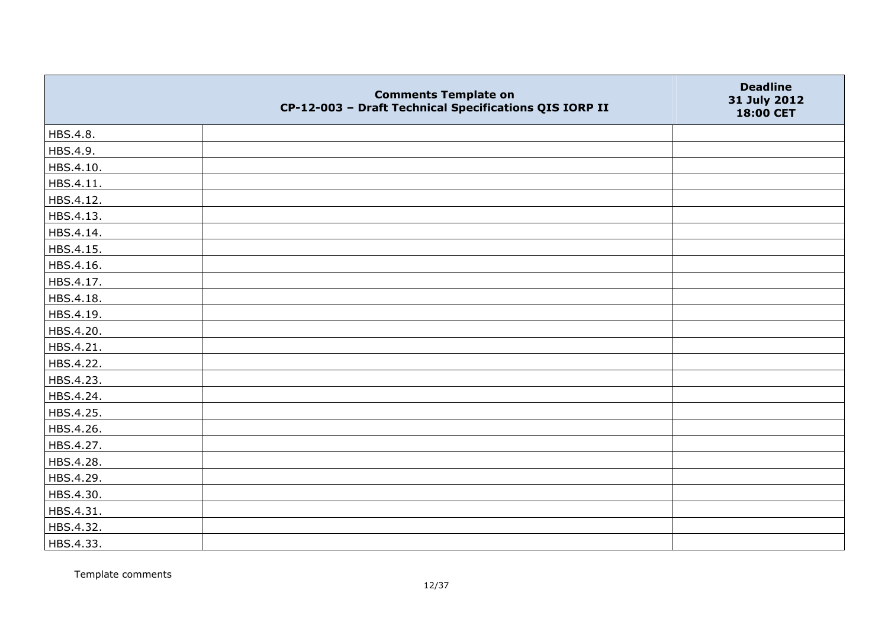| | Comments Template on CP-12-003 – Draft Technical Specifications QIS IORP II | Deadline 31 July 2012 18:00 CET |
|---|---|---|
| HBS.4.8. | | |
| HBS.4.9. | | |
| HBS.4.10. | | |
| HBS.4.11. | | |
| HBS.4.12. | | |
| HBS.4.13. | | |
| HBS.4.14. | | |
| HBS.4.15. | | |
| HBS.4.16. | | |
| HBS.4.17. | | |
| HBS.4.18. | | |
| HBS.4.19. | | |
| HBS.4.20. | | |
| HBS.4.21. | | |
| HBS.4.22. | | |
| HBS.4.23. | | |
| HBS.4.24. | | |
| HBS.4.25. | | |
| HBS.4.26. | | |
| HBS.4.27. | | |
| HBS.4.28. | | |
| HBS.4.29. | | |
| HBS.4.30. | | |
| HBS.4.31. | | |
| HBS.4.32. | | |
| HBS.4.33. | | |

Template comments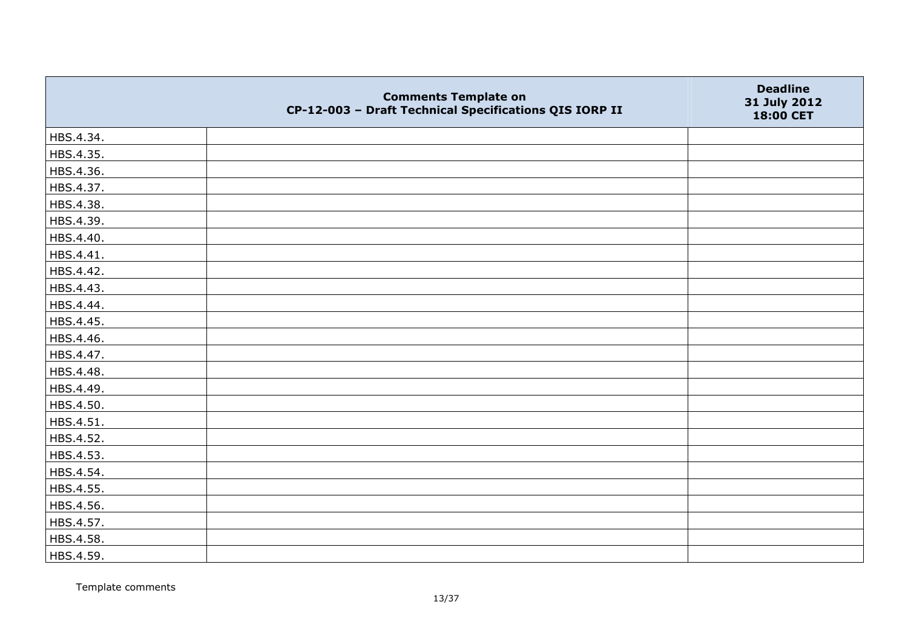| | Comments Template on CP-12-003 – Draft Technical Specifications QIS IORP II | Deadline 31 July 2012 18:00 CET |
|---|---|---|
| HBS.4.34. | | |
| HBS.4.35. | | |
| HBS.4.36. | | |
| HBS.4.37. | | |
| HBS.4.38. | | |
| HBS.4.39. | | |
| HBS.4.40. | | |
| HBS.4.41. | | |
| HBS.4.42. | | |
| HBS.4.43. | | |
| HBS.4.44. | | |
| HBS.4.45. | | |
| HBS.4.46. | | |
| HBS.4.47. | | |
| HBS.4.48. | | |
| HBS.4.49. | | |
| HBS.4.50. | | |
| HBS.4.51. | | |
| HBS.4.52. | | |
| HBS.4.53. | | |
| HBS.4.54. | | |
| HBS.4.55. | | |
| HBS.4.56. | | |
| HBS.4.57. | | |
| HBS.4.58. | | |
| HBS.4.59. | | |

Template comments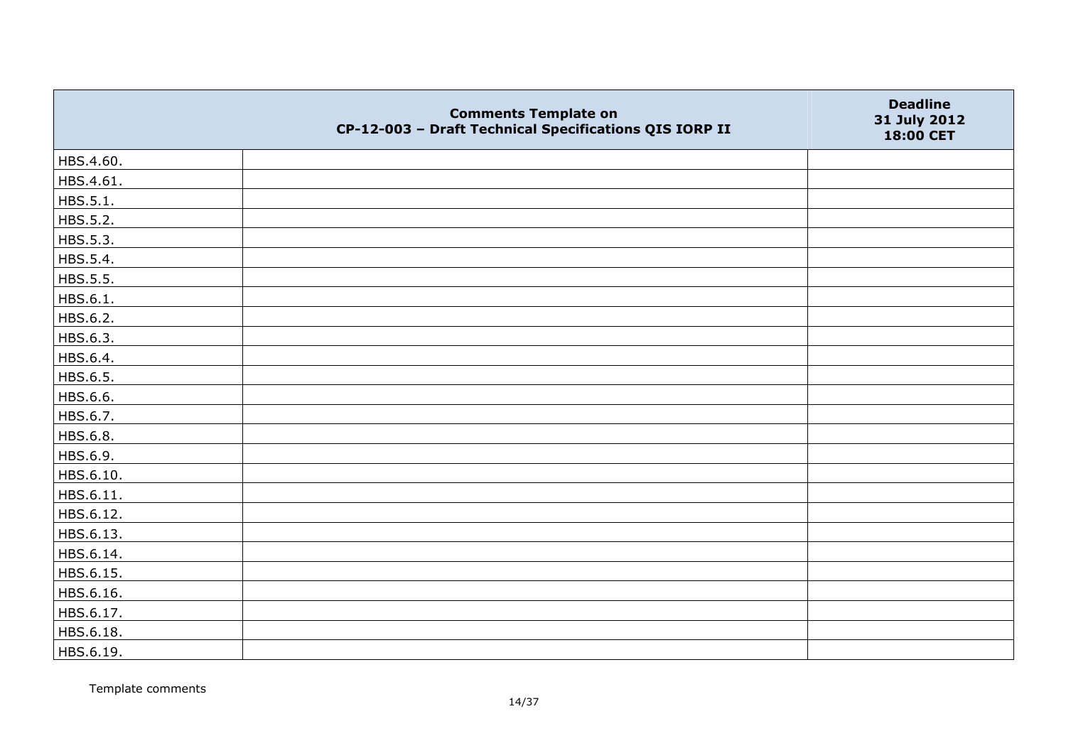| | Comments Template on CP-12-003 – Draft Technical Specifications QIS IORP II | Deadline 31 July 2012 18:00 CET |
|---|---|---|
| HBS.4.60. | | |
| HBS.4.61. | | |
| HBS.5.1. | | |
| HBS.5.2. | | |
| HBS.5.3. | | |
| HBS.5.4. | | |
| HBS.5.5. | | |
| HBS.6.1. | | |
| HBS.6.2. | | |
| HBS.6.3. | | |
| HBS.6.4. | | |
| HBS.6.5. | | |
| HBS.6.6. | | |
| HBS.6.7. | | |
| HBS.6.8. | | |
| HBS.6.9. | | |
| HBS.6.10. | | |
| HBS.6.11. | | |
| HBS.6.12. | | |
| HBS.6.13. | | |
| HBS.6.14. | | |
| HBS.6.15. | | |
| HBS.6.16. | | |
| HBS.6.17. | | |
| HBS.6.18. | | |
| HBS.6.19. | | |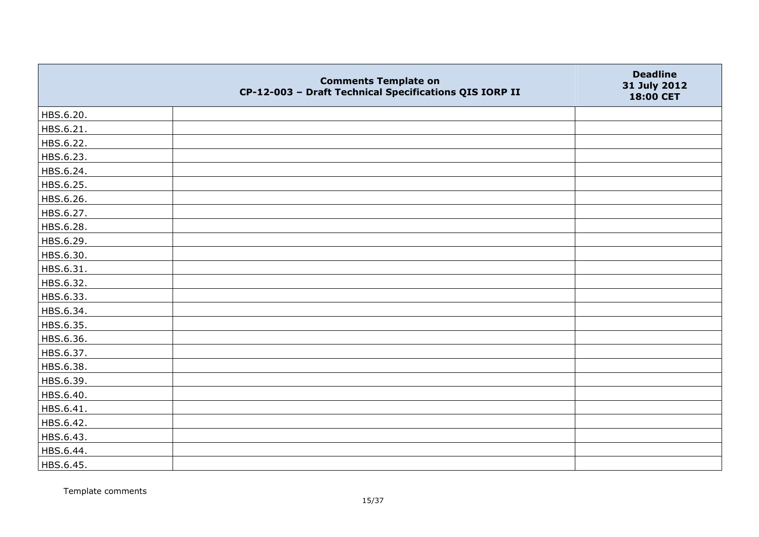|  | Comments Template on<br>CP-12-003 – Draft Technical Specifications QIS IORP II | Deadline<br>31 July 2012<br>18:00 CET |
|---|---|---|
| HBS.6.20. |  |  |
| HBS.6.21. |  |  |
| HBS.6.22. |  |  |
| HBS.6.23. |  |  |
| HBS.6.24. |  |  |
| HBS.6.25. |  |  |
| HBS.6.26. |  |  |
| HBS.6.27. |  |  |
| HBS.6.28. |  |  |
| HBS.6.29. |  |  |
| HBS.6.30. |  |  |
| HBS.6.31. |  |  |
| HBS.6.32. |  |  |
| HBS.6.33. |  |  |
| HBS.6.34. |  |  |
| HBS.6.35. |  |  |
| HBS.6.36. |  |  |
| HBS.6.37. |  |  |
| HBS.6.38. |  |  |
| HBS.6.39. |  |  |
| HBS.6.40. |  |  |
| HBS.6.41. |  |  |
| HBS.6.42. |  |  |
| HBS.6.43. |  |  |
| HBS.6.44. |  |  |
| HBS.6.45. |  |  |

Template comments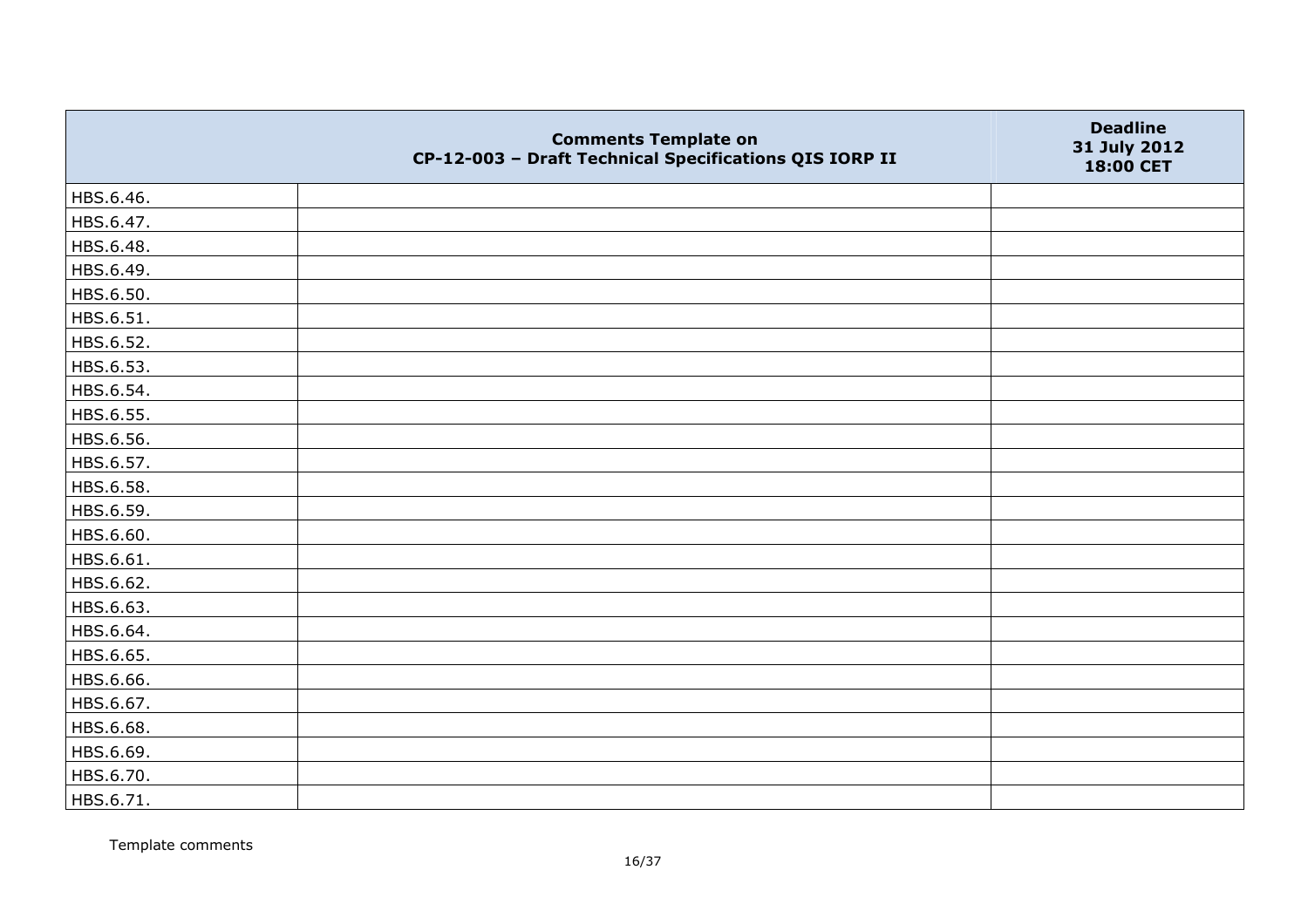| | Comments Template on CP-12-003 – Draft Technical Specifications QIS IORP II | Deadline 31 July 2012 18:00 CET |
|---|---|---|
| HBS.6.46. | | |
| HBS.6.47. | | |
| HBS.6.48. | | |
| HBS.6.49. | | |
| HBS.6.50. | | |
| HBS.6.51. | | |
| HBS.6.52. | | |
| HBS.6.53. | | |
| HBS.6.54. | | |
| HBS.6.55. | | |
| HBS.6.56. | | |
| HBS.6.57. | | |
| HBS.6.58. | | |
| HBS.6.59. | | |
| HBS.6.60. | | |
| HBS.6.61. | | |
| HBS.6.62. | | |
| HBS.6.63. | | |
| HBS.6.64. | | |
| HBS.6.65. | | |
| HBS.6.66. | | |
| HBS.6.67. | | |
| HBS.6.68. | | |
| HBS.6.69. | | |
| HBS.6.70. | | |
| HBS.6.71. | | |

Template comments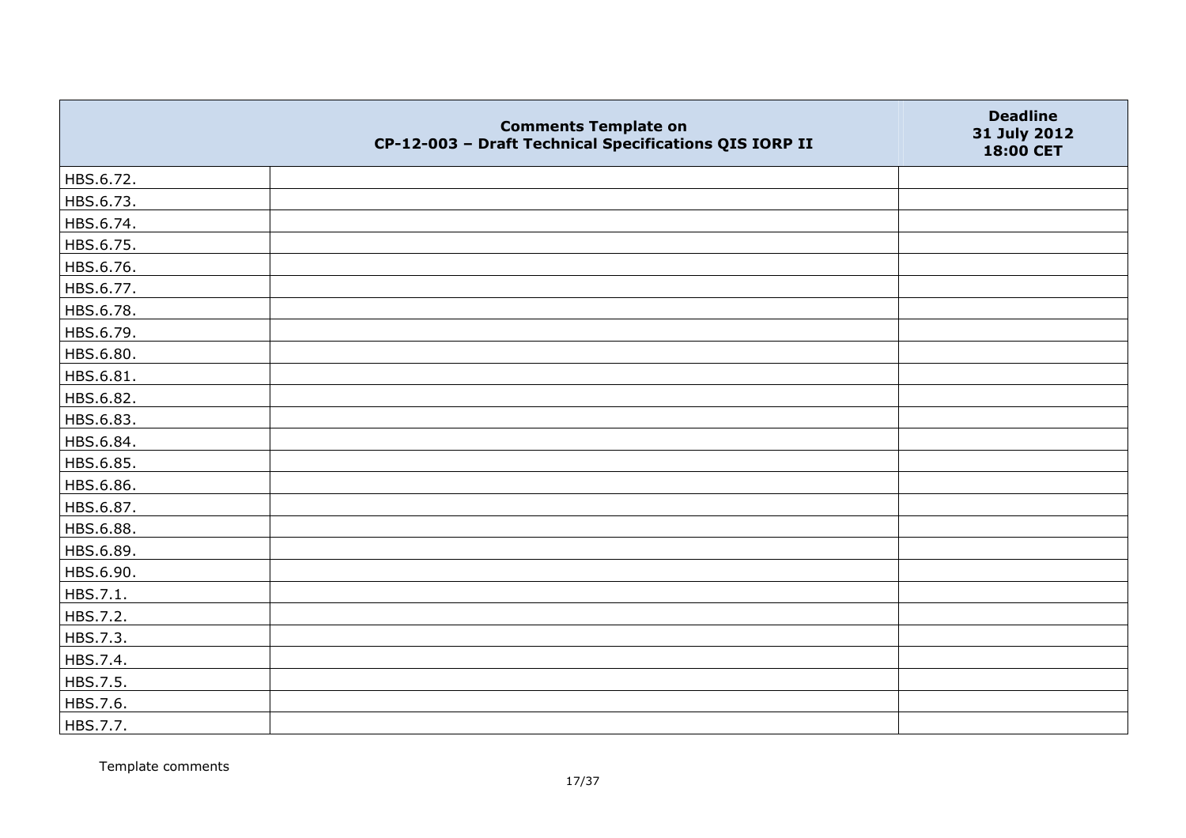| | Comments Template on CP-12-003 – Draft Technical Specifications QIS IORP II | Deadline 31 July 2012 18:00 CET |
|---|---|---|
| HBS.6.72. | | |
| HBS.6.73. | | |
| HBS.6.74. | | |
| HBS.6.75. | | |
| HBS.6.76. | | |
| HBS.6.77. | | |
| HBS.6.78. | | |
| HBS.6.79. | | |
| HBS.6.80. | | |
| HBS.6.81. | | |
| HBS.6.82. | | |
| HBS.6.83. | | |
| HBS.6.84. | | |
| HBS.6.85. | | |
| HBS.6.86. | | |
| HBS.6.87. | | |
| HBS.6.88. | | |
| HBS.6.89. | | |
| HBS.6.90. | | |
| HBS.7.1. | | |
| HBS.7.2. | | |
| HBS.7.3. | | |
| HBS.7.4. | | |
| HBS.7.5. | | |
| HBS.7.6. | | |
| HBS.7.7. | | |

Template comments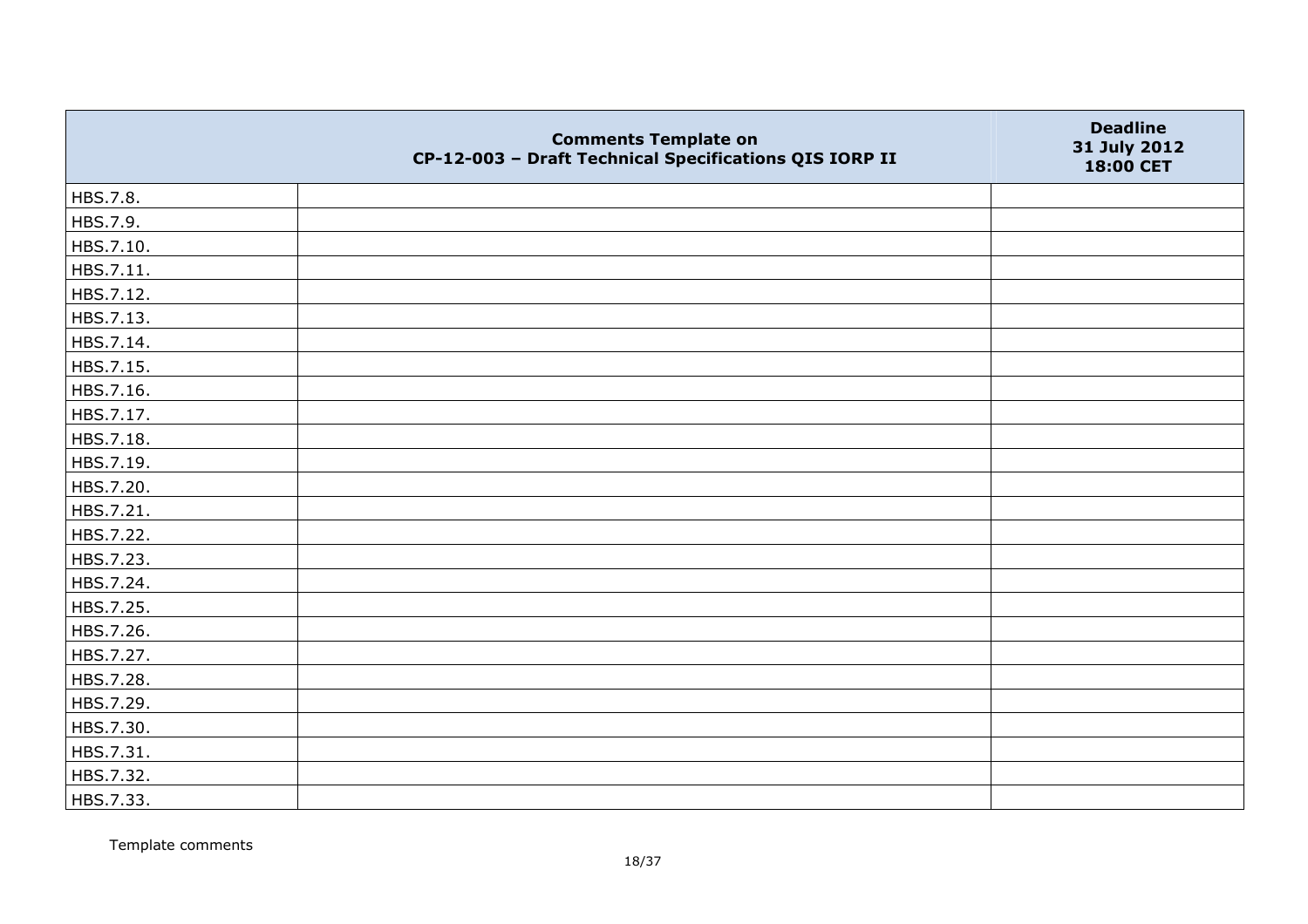| | Comments Template on CP-12-003 – Draft Technical Specifications QIS IORP II | Deadline 31 July 2012 18:00 CET |
|---|---|---|
| HBS.7.8. | | |
| HBS.7.9. | | |
| HBS.7.10. | | |
| HBS.7.11. | | |
| HBS.7.12. | | |
| HBS.7.13. | | |
| HBS.7.14. | | |
| HBS.7.15. | | |
| HBS.7.16. | | |
| HBS.7.17. | | |
| HBS.7.18. | | |
| HBS.7.19. | | |
| HBS.7.20. | | |
| HBS.7.21. | | |
| HBS.7.22. | | |
| HBS.7.23. | | |
| HBS.7.24. | | |
| HBS.7.25. | | |
| HBS.7.26. | | |
| HBS.7.27. | | |
| HBS.7.28. | | |
| HBS.7.29. | | |
| HBS.7.30. | | |
| HBS.7.31. | | |
| HBS.7.32. | | |
| HBS.7.33. | | |

Template comments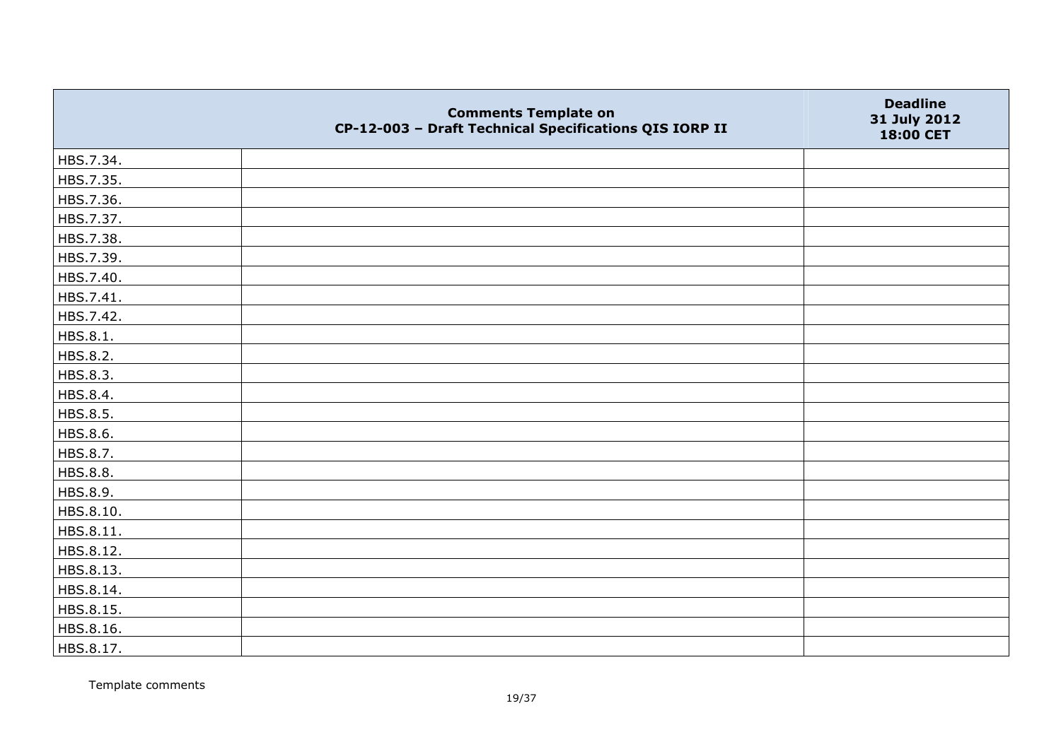| | **Comments Template on CP-12-003 – Draft Technical Specifications QIS IORP II** | **Deadline 31 July 2012 18:00 CET** |
|---|---|---|
| HBS.7.34. | | |
| HBS.7.35. | | |
| HBS.7.36. | | |
| HBS.7.37. | | |
| HBS.7.38. | | |
| HBS.7.39. | | |
| HBS.7.40. | | |
| HBS.7.41. | | |
| HBS.7.42. | | |
| HBS.8.1. | | |
| HBS.8.2. | | |
| HBS.8.3. | | |
| HBS.8.4. | | |
| HBS.8.5. | | |
| HBS.8.6. | | |
| HBS.8.7. | | |
| HBS.8.8. | | |
| HBS.8.9. | | |
| HBS.8.10. | | |
| HBS.8.11. | | |
| HBS.8.12. | | |
| HBS.8.13. | | |
| HBS.8.14. | | |
| HBS.8.15. | | |
| HBS.8.16. | | |
| HBS.8.17. | | |

Template comments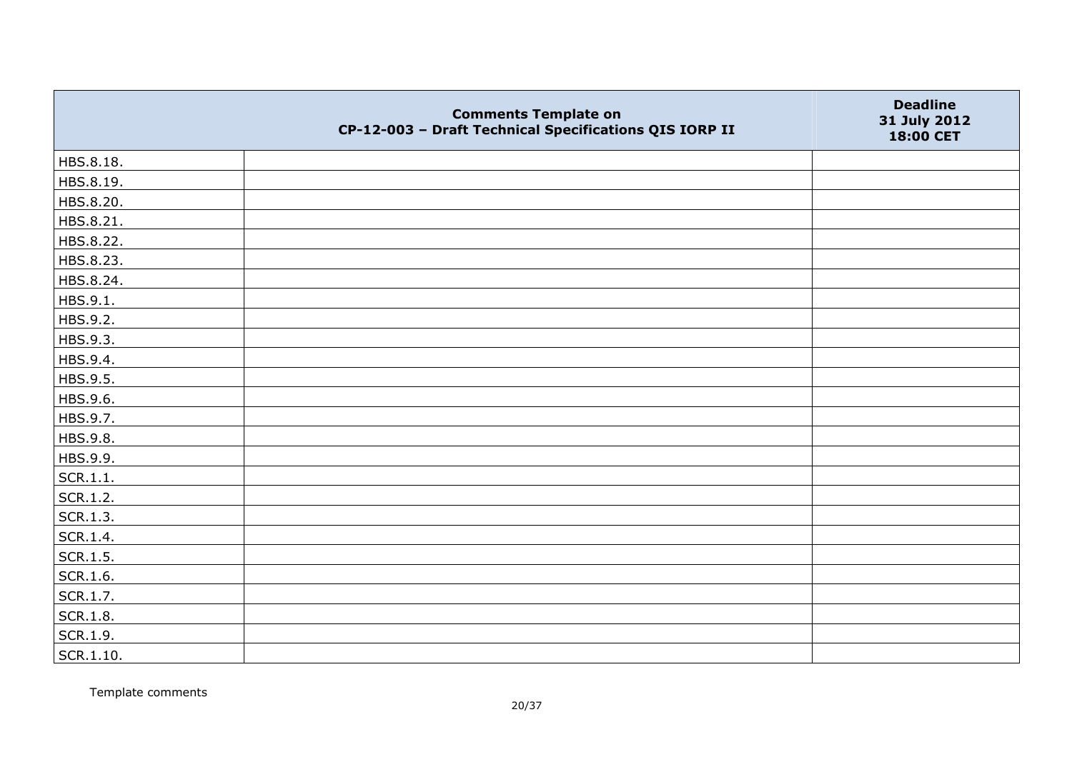|  | Comments Template on CP-12-003 – Draft Technical Specifications QIS IORP II | Deadline 31 July 2012 18:00 CET |
|---|---|---|
| HBS.8.18. |  |  |
| HBS.8.19. |  |  |
| HBS.8.20. |  |  |
| HBS.8.21. |  |  |
| HBS.8.22. |  |  |
| HBS.8.23. |  |  |
| HBS.8.24. |  |  |
| HBS.9.1. |  |  |
| HBS.9.2. |  |  |
| HBS.9.3. |  |  |
| HBS.9.4. |  |  |
| HBS.9.5. |  |  |
| HBS.9.6. |  |  |
| HBS.9.7. |  |  |
| HBS.9.8. |  |  |
| HBS.9.9. |  |  |
| SCR.1.1. |  |  |
| SCR.1.2. |  |  |
| SCR.1.3. |  |  |
| SCR.1.4. |  |  |
| SCR.1.5. |  |  |
| SCR.1.6. |  |  |
| SCR.1.7. |  |  |
| SCR.1.8. |  |  |
| SCR.1.9. |  |  |
| SCR.1.10. |  |  |

Template comments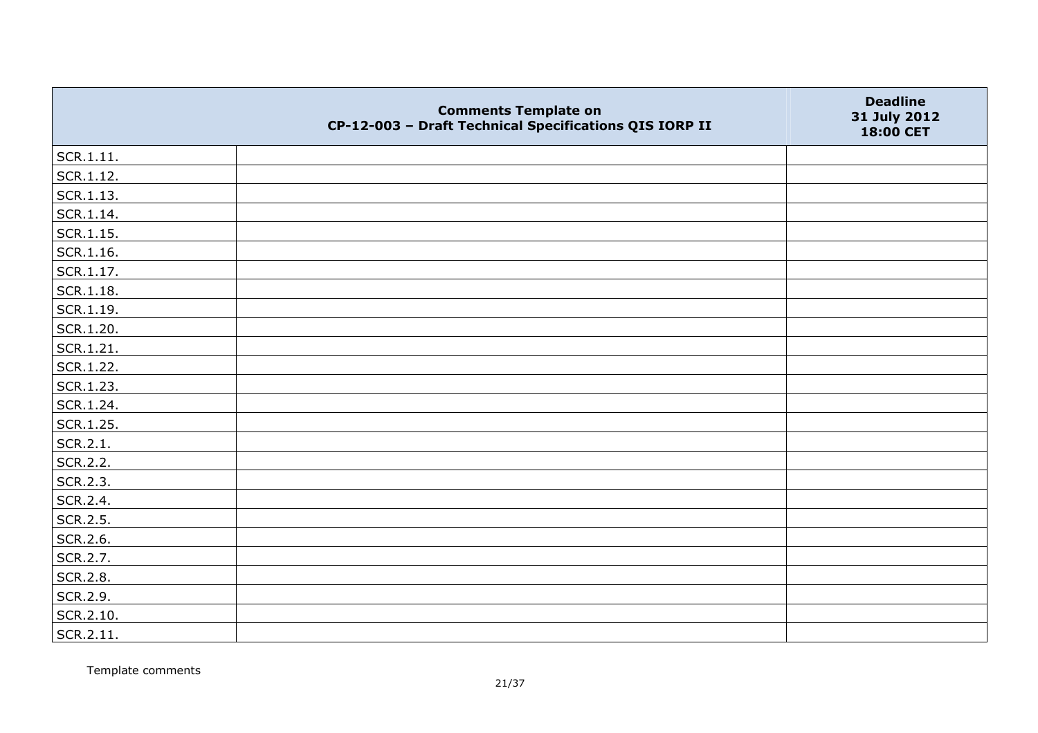| | Comments Template on CP-12-003 – Draft Technical Specifications QIS IORP II | Deadline 31 July 2012 18:00 CET |
|---|---|---|
| SCR.1.11. | | |
| SCR.1.12. | | |
| SCR.1.13. | | |
| SCR.1.14. | | |
| SCR.1.15. | | |
| SCR.1.16. | | |
| SCR.1.17. | | |
| SCR.1.18. | | |
| SCR.1.19. | | |
| SCR.1.20. | | |
| SCR.1.21. | | |
| SCR.1.22. | | |
| SCR.1.23. | | |
| SCR.1.24. | | |
| SCR.1.25. | | |
| SCR.2.1. | | |
| SCR.2.2. | | |
| SCR.2.3. | | |
| SCR.2.4. | | |
| SCR.2.5. | | |
| SCR.2.6. | | |
| SCR.2.7. | | |
| SCR.2.8. | | |
| SCR.2.9. | | |
| SCR.2.10. | | |
| SCR.2.11. | | |

Template comments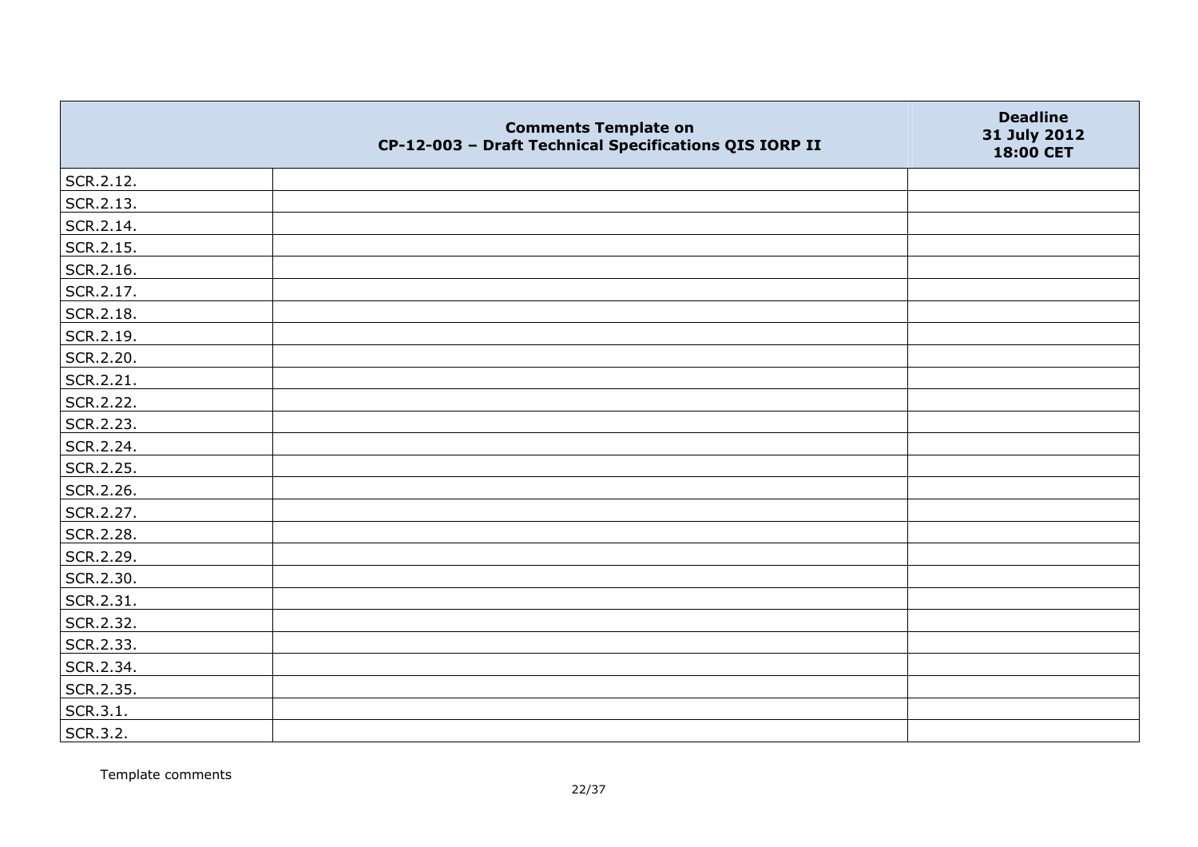| | Comments Template on CP-12-003 – Draft Technical Specifications QIS IORP II | Deadline 31 July 2012 18:00 CET |
|---|---|---|
| SCR.2.12. | | |
| SCR.2.13. | | |
| SCR.2.14. | | |
| SCR.2.15. | | |
| SCR.2.16. | | |
| SCR.2.17. | | |
| SCR.2.18. | | |
| SCR.2.19. | | |
| SCR.2.20. | | |
| SCR.2.21. | | |
| SCR.2.22. | | |
| SCR.2.23. | | |
| SCR.2.24. | | |
| SCR.2.25. | | |
| SCR.2.26. | | |
| SCR.2.27. | | |
| SCR.2.28. | | |
| SCR.2.29. | | |
| SCR.2.30. | | |
| SCR.2.31. | | |
| SCR.2.32. | | |
| SCR.2.33. | | |
| SCR.2.34. | | |
| SCR.2.35. | | |
| SCR.3.1. | | |
| SCR.3.2. | | |

Template comments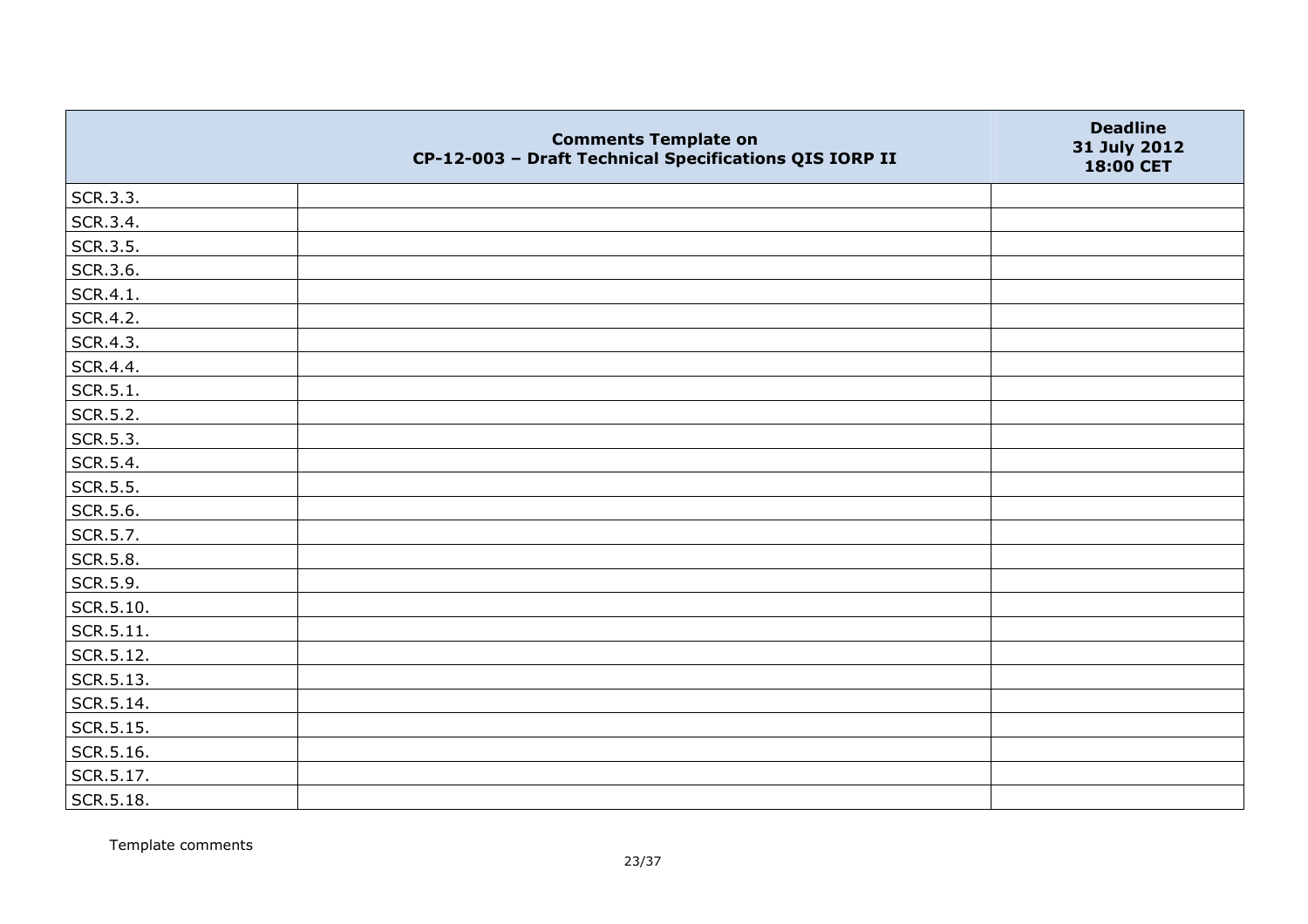| | Comments Template on CP-12-003 – Draft Technical Specifications QIS IORP II | Deadline 31 July 2012 18:00 CET |
|---|---|---|
| SCR.3.3. | | |
| SCR.3.4. | | |
| SCR.3.5. | | |
| SCR.3.6. | | |
| SCR.4.1. | | |
| SCR.4.2. | | |
| SCR.4.3. | | |
| SCR.4.4. | | |
| SCR.5.1. | | |
| SCR.5.2. | | |
| SCR.5.3. | | |
| SCR.5.4. | | |
| SCR.5.5. | | |
| SCR.5.6. | | |
| SCR.5.7. | | |
| SCR.5.8. | | |
| SCR.5.9. | | |
| SCR.5.10. | | |
| SCR.5.11. | | |
| SCR.5.12. | | |
| SCR.5.13. | | |
| SCR.5.14. | | |
| SCR.5.15. | | |
| SCR.5.16. | | |
| SCR.5.17. | | |
| SCR.5.18. | | |

Template comments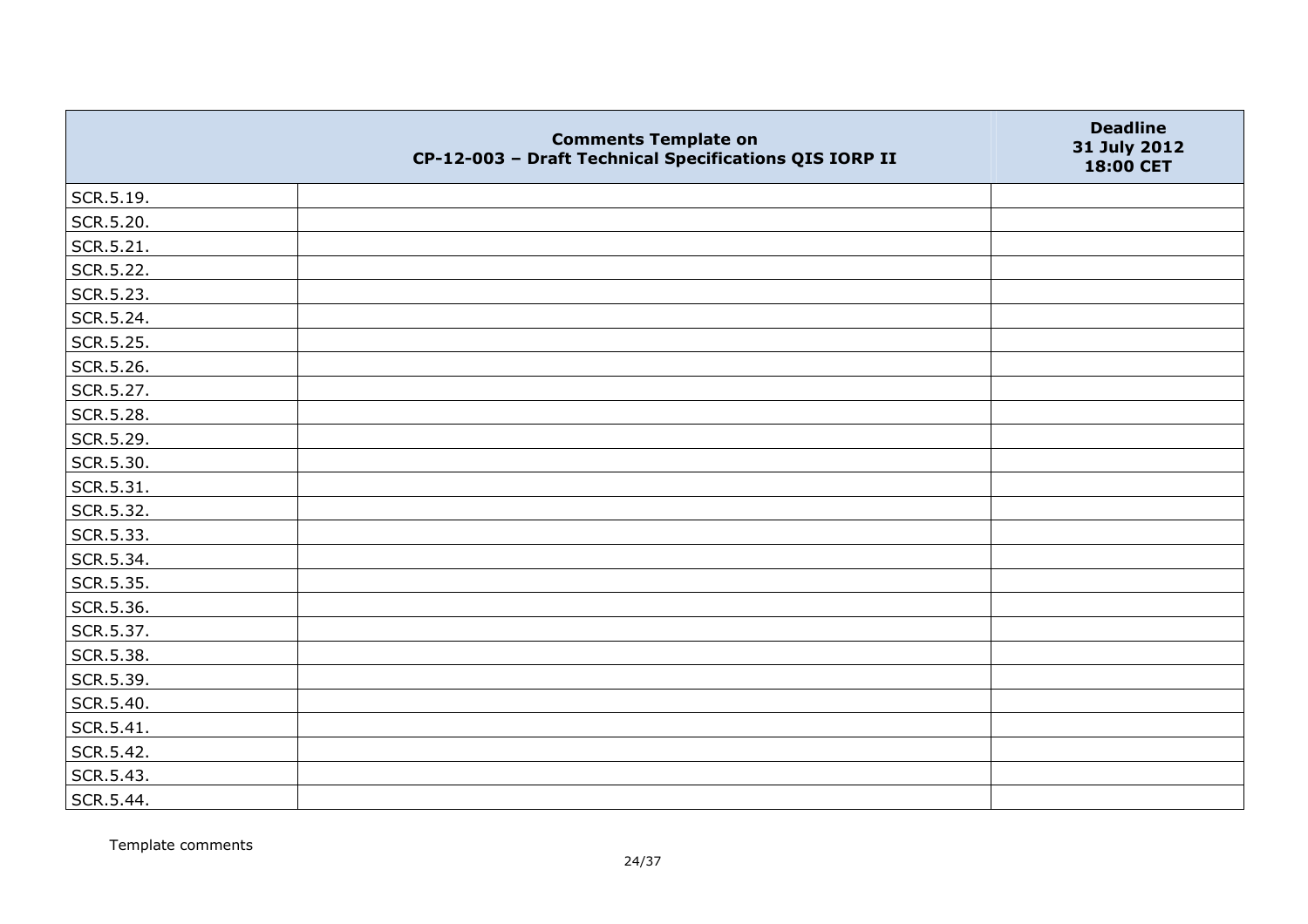| | Comments Template on<br>CP-12-003 – Draft Technical Specifications QIS IORP II | Deadline<br>31 July 2012<br>18:00 CET |
|---|---|---|
| SCR.5.19. | | |
| SCR.5.20. | | |
| SCR.5.21. | | |
| SCR.5.22. | | |
| SCR.5.23. | | |
| SCR.5.24. | | |
| SCR.5.25. | | |
| SCR.5.26. | | |
| SCR.5.27. | | |
| SCR.5.28. | | |
| SCR.5.29. | | |
| SCR.5.30. | | |
| SCR.5.31. | | |
| SCR.5.32. | | |
| SCR.5.33. | | |
| SCR.5.34. | | |
| SCR.5.35. | | |
| SCR.5.36. | | |
| SCR.5.37. | | |
| SCR.5.38. | | |
| SCR.5.39. | | |
| SCR.5.40. | | |
| SCR.5.41. | | |
| SCR.5.42. | | |
| SCR.5.43. | | |
| SCR.5.44. | | |

Template comments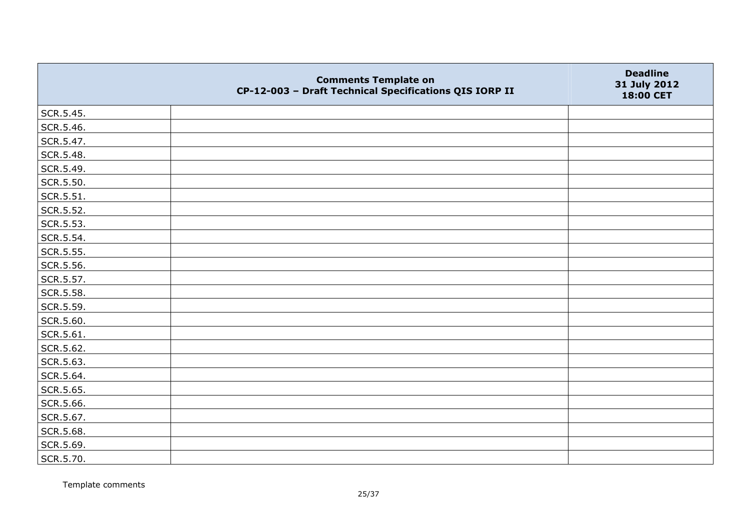| | Comments Template on CP-12-003 – Draft Technical Specifications QIS IORP II | Deadline 31 July 2012 18:00 CET |
|---|---|---|
| SCR.5.45. | | |
| SCR.5.46. | | |
| SCR.5.47. | | |
| SCR.5.48. | | |
| SCR.5.49. | | |
| SCR.5.50. | | |
| SCR.5.51. | | |
| SCR.5.52. | | |
| SCR.5.53. | | |
| SCR.5.54. | | |
| SCR.5.55. | | |
| SCR.5.56. | | |
| SCR.5.57. | | |
| SCR.5.58. | | |
| SCR.5.59. | | |
| SCR.5.60. | | |
| SCR.5.61. | | |
| SCR.5.62. | | |
| SCR.5.63. | | |
| SCR.5.64. | | |
| SCR.5.65. | | |
| SCR.5.66. | | |
| SCR.5.67. | | |
| SCR.5.68. | | |
| SCR.5.69. | | |
| SCR.5.70. | | |

Template comments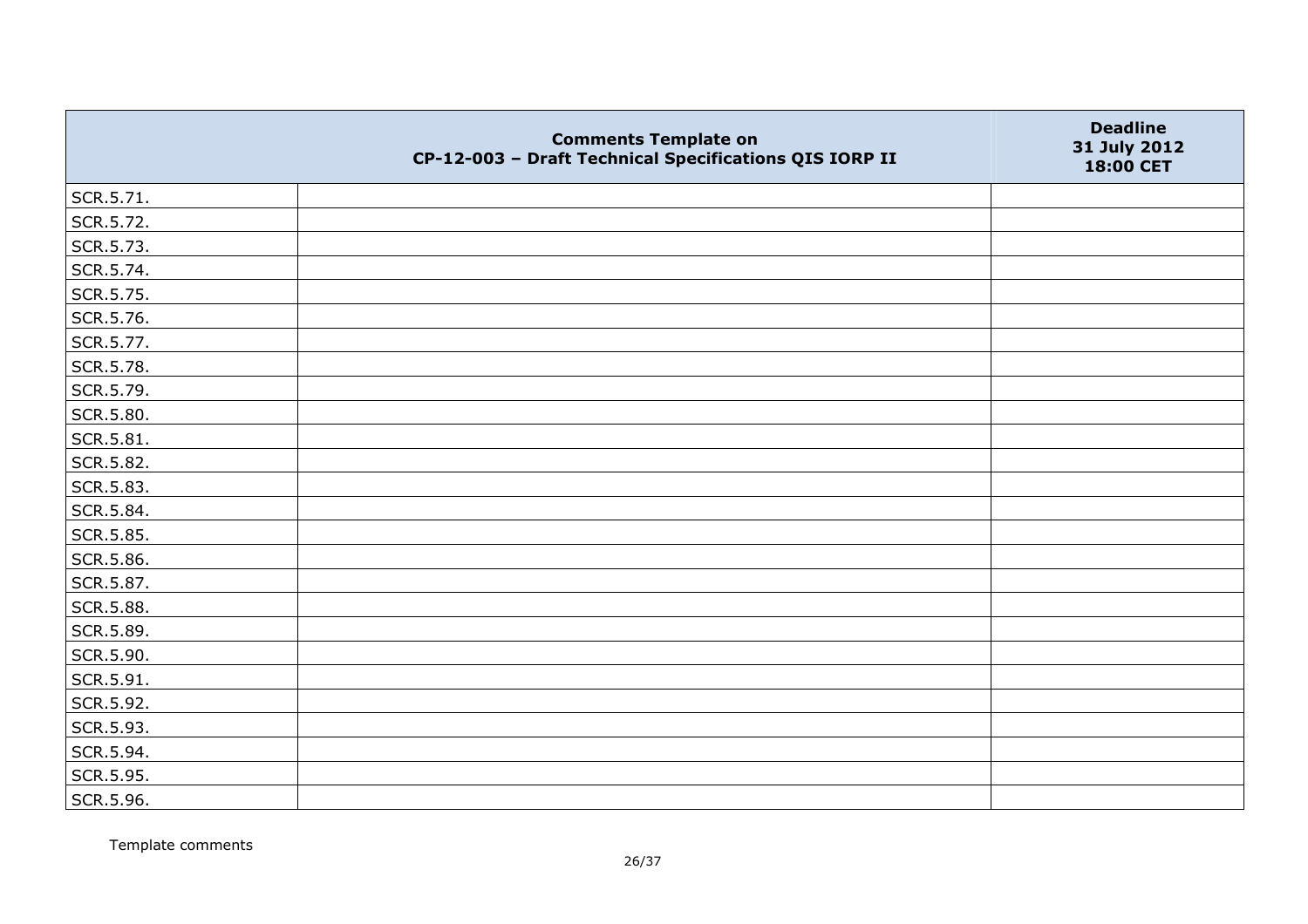| | Comments Template on CP-12-003 – Draft Technical Specifications QIS IORP II | Deadline 31 July 2012 18:00 CET |
|---|---|---|
| SCR.5.71. | | |
| SCR.5.72. | | |
| SCR.5.73. | | |
| SCR.5.74. | | |
| SCR.5.75. | | |
| SCR.5.76. | | |
| SCR.5.77. | | |
| SCR.5.78. | | |
| SCR.5.79. | | |
| SCR.5.80. | | |
| SCR.5.81. | | |
| SCR.5.82. | | |
| SCR.5.83. | | |
| SCR.5.84. | | |
| SCR.5.85. | | |
| SCR.5.86. | | |
| SCR.5.87. | | |
| SCR.5.88. | | |
| SCR.5.89. | | |
| SCR.5.90. | | |
| SCR.5.91. | | |
| SCR.5.92. | | |
| SCR.5.93. | | |
| SCR.5.94. | | |
| SCR.5.95. | | |
| SCR.5.96. | | |

Template comments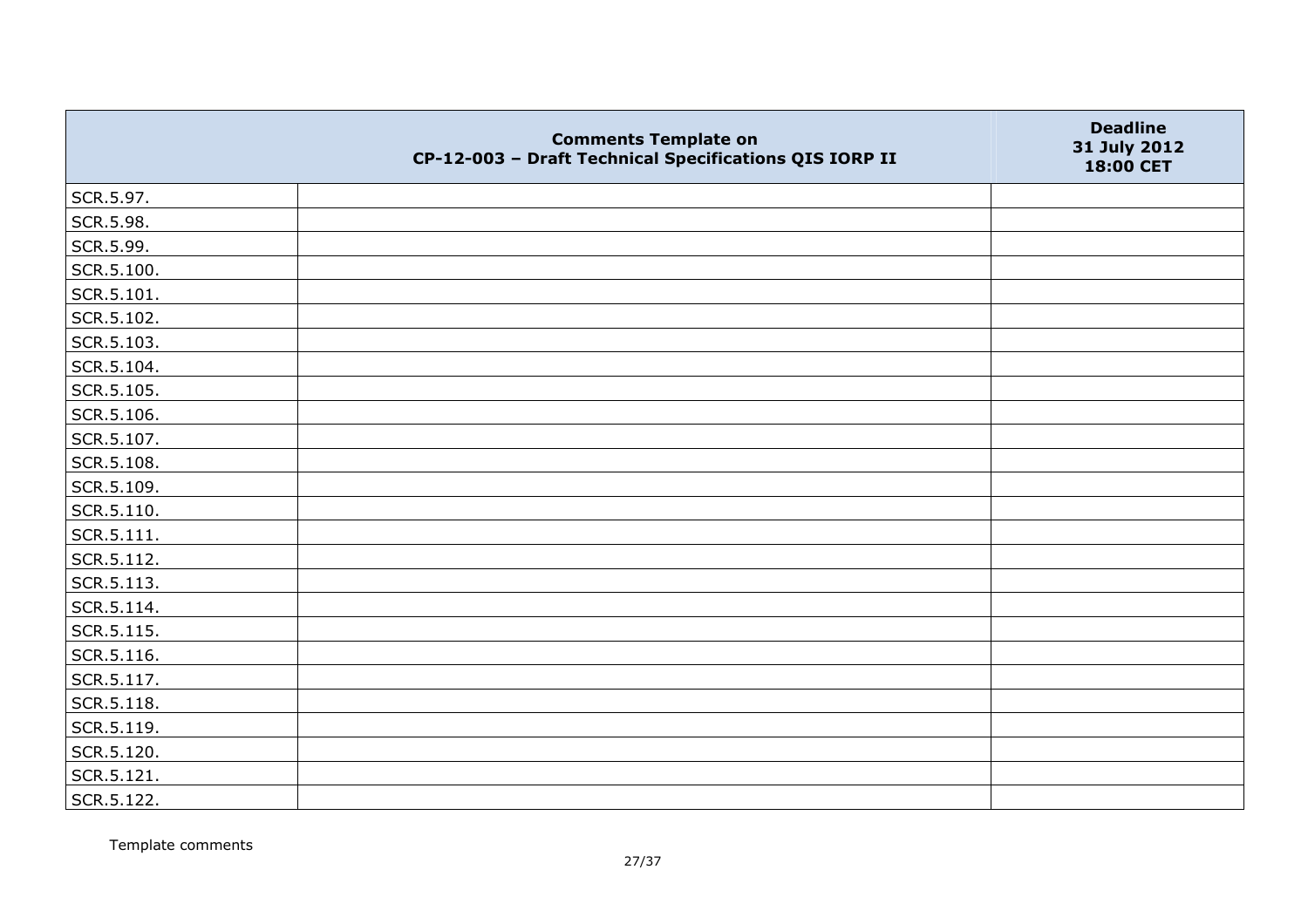|  | Comments Template on CP-12-003 – Draft Technical Specifications QIS IORP II | Deadline 31 July 2012 18:00 CET |
|---|---|---|
| SCR.5.97. |  |  |
| SCR.5.98. |  |  |
| SCR.5.99. |  |  |
| SCR.5.100. |  |  |
| SCR.5.101. |  |  |
| SCR.5.102. |  |  |
| SCR.5.103. |  |  |
| SCR.5.104. |  |  |
| SCR.5.105. |  |  |
| SCR.5.106. |  |  |
| SCR.5.107. |  |  |
| SCR.5.108. |  |  |
| SCR.5.109. |  |  |
| SCR.5.110. |  |  |
| SCR.5.111. |  |  |
| SCR.5.112. |  |  |
| SCR.5.113. |  |  |
| SCR.5.114. |  |  |
| SCR.5.115. |  |  |
| SCR.5.116. |  |  |
| SCR.5.117. |  |  |
| SCR.5.118. |  |  |
| SCR.5.119. |  |  |
| SCR.5.120. |  |  |
| SCR.5.121. |  |  |
| SCR.5.122. |  |  |

Template comments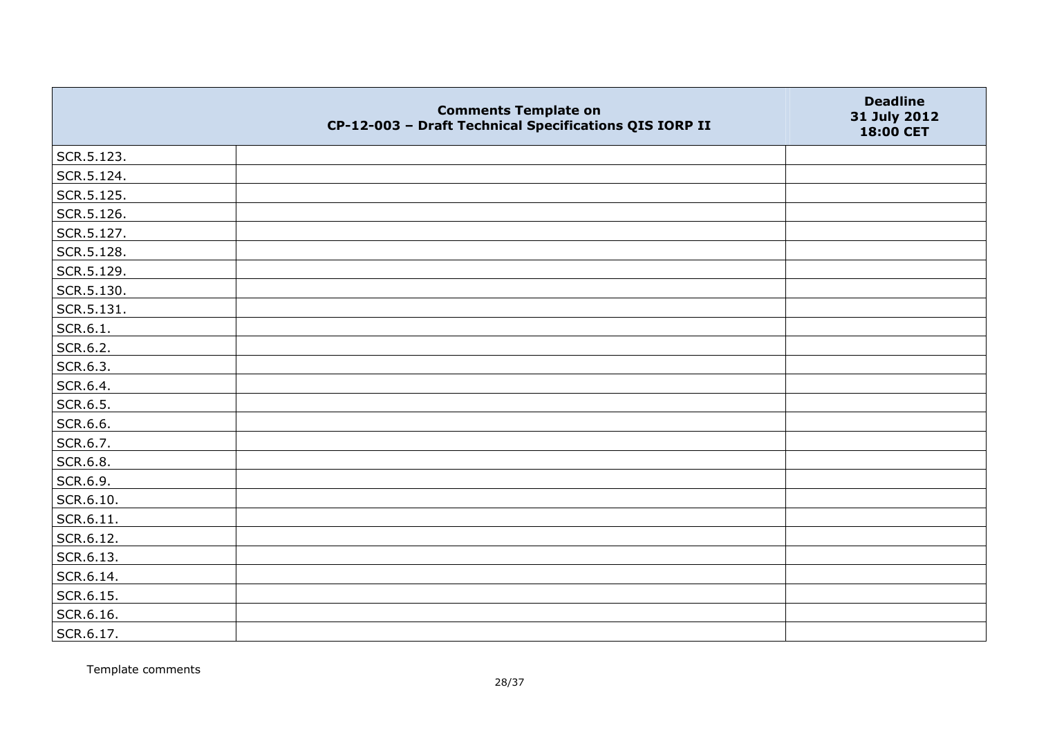| | Comments Template on CP-12-003 – Draft Technical Specifications QIS IORP II | Deadline 31 July 2012 18:00 CET |
|---|---|---|
| SCR.5.123. | | |
| SCR.5.124. | | |
| SCR.5.125. | | |
| SCR.5.126. | | |
| SCR.5.127. | | |
| SCR.5.128. | | |
| SCR.5.129. | | |
| SCR.5.130. | | |
| SCR.5.131. | | |
| SCR.6.1. | | |
| SCR.6.2. | | |
| SCR.6.3. | | |
| SCR.6.4. | | |
| SCR.6.5. | | |
| SCR.6.6. | | |
| SCR.6.7. | | |
| SCR.6.8. | | |
| SCR.6.9. | | |
| SCR.6.10. | | |
| SCR.6.11. | | |
| SCR.6.12. | | |
| SCR.6.13. | | |
| SCR.6.14. | | |
| SCR.6.15. | | |
| SCR.6.16. | | |
| SCR.6.17. | | |

Template comments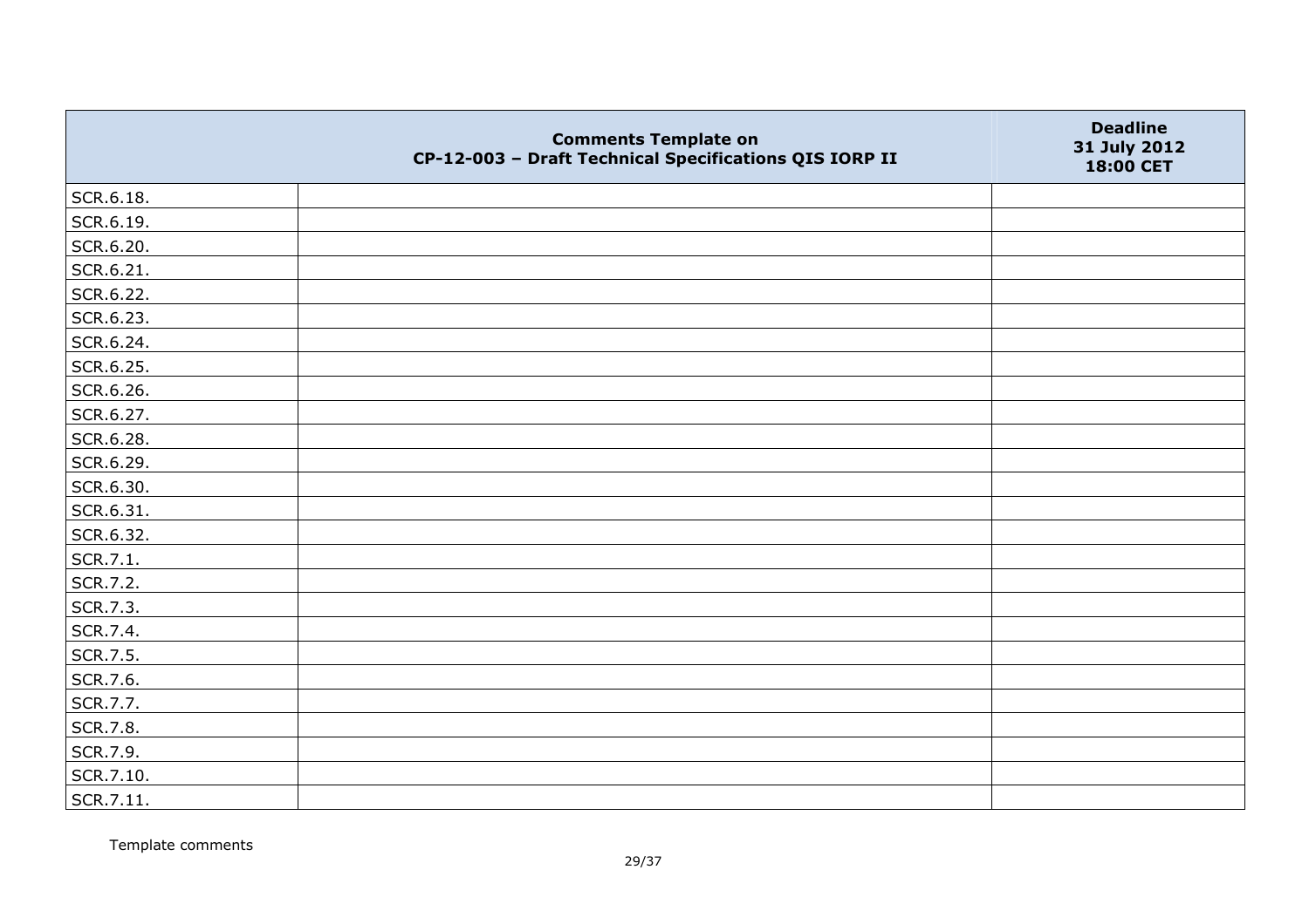| | Comments Template on CP-12-003 – Draft Technical Specifications QIS IORP II | Deadline 31 July 2012 18:00 CET |
|---|---|---|
| SCR.6.18. | | |
| SCR.6.19. | | |
| SCR.6.20. | | |
| SCR.6.21. | | |
| SCR.6.22. | | |
| SCR.6.23. | | |
| SCR.6.24. | | |
| SCR.6.25. | | |
| SCR.6.26. | | |
| SCR.6.27. | | |
| SCR.6.28. | | |
| SCR.6.29. | | |
| SCR.6.30. | | |
| SCR.6.31. | | |
| SCR.6.32. | | |
| SCR.7.1. | | |
| SCR.7.2. | | |
| SCR.7.3. | | |
| SCR.7.4. | | |
| SCR.7.5. | | |
| SCR.7.6. | | |
| SCR.7.7. | | |
| SCR.7.8. | | |
| SCR.7.9. | | |
| SCR.7.10. | | |
| SCR.7.11. | | |

Template comments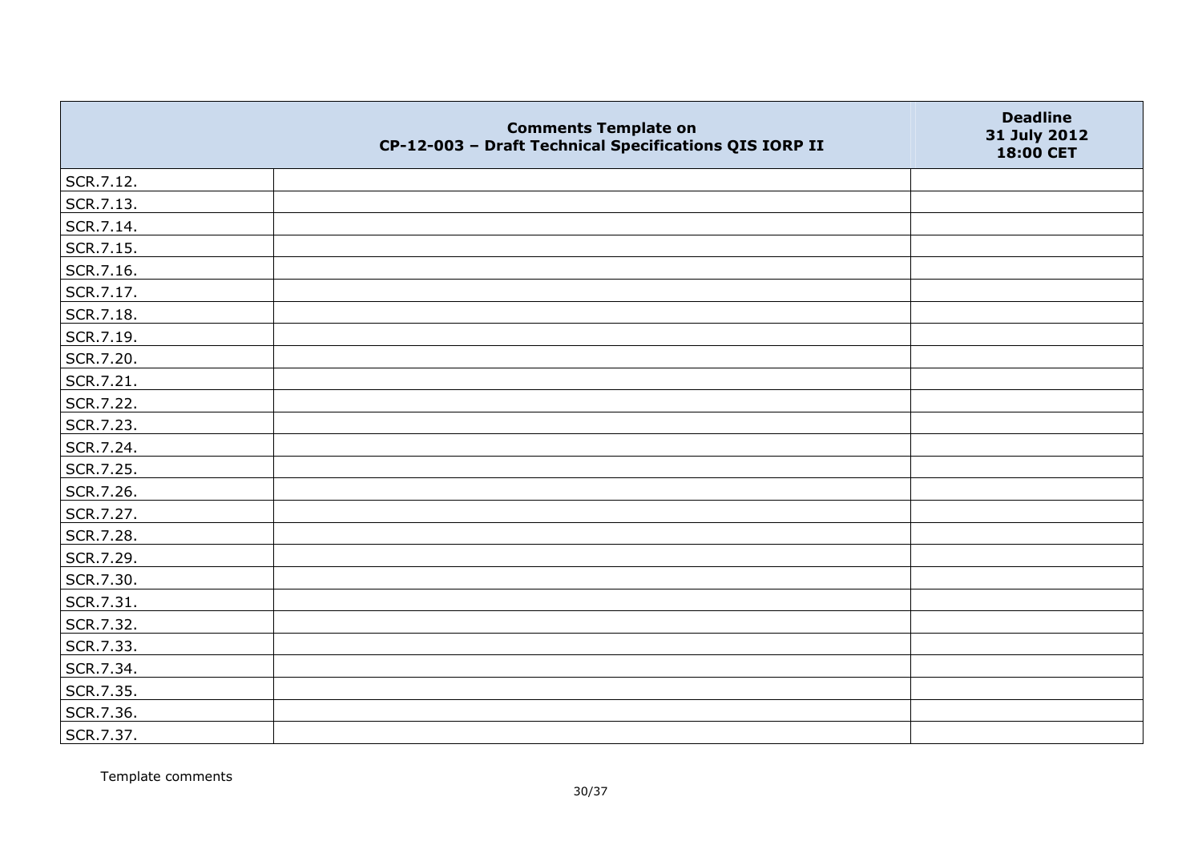|  | Comments Template on CP-12-003 – Draft Technical Specifications QIS IORP II | Deadline 31 July 2012 18:00 CET |
|---|---|---|
| SCR.7.12. |  |  |
| SCR.7.13. |  |  |
| SCR.7.14. |  |  |
| SCR.7.15. |  |  |
| SCR.7.16. |  |  |
| SCR.7.17. |  |  |
| SCR.7.18. |  |  |
| SCR.7.19. |  |  |
| SCR.7.20. |  |  |
| SCR.7.21. |  |  |
| SCR.7.22. |  |  |
| SCR.7.23. |  |  |
| SCR.7.24. |  |  |
| SCR.7.25. |  |  |
| SCR.7.26. |  |  |
| SCR.7.27. |  |  |
| SCR.7.28. |  |  |
| SCR.7.29. |  |  |
| SCR.7.30. |  |  |
| SCR.7.31. |  |  |
| SCR.7.32. |  |  |
| SCR.7.33. |  |  |
| SCR.7.34. |  |  |
| SCR.7.35. |  |  |
| SCR.7.36. |  |  |
| SCR.7.37. |  |  |

Template comments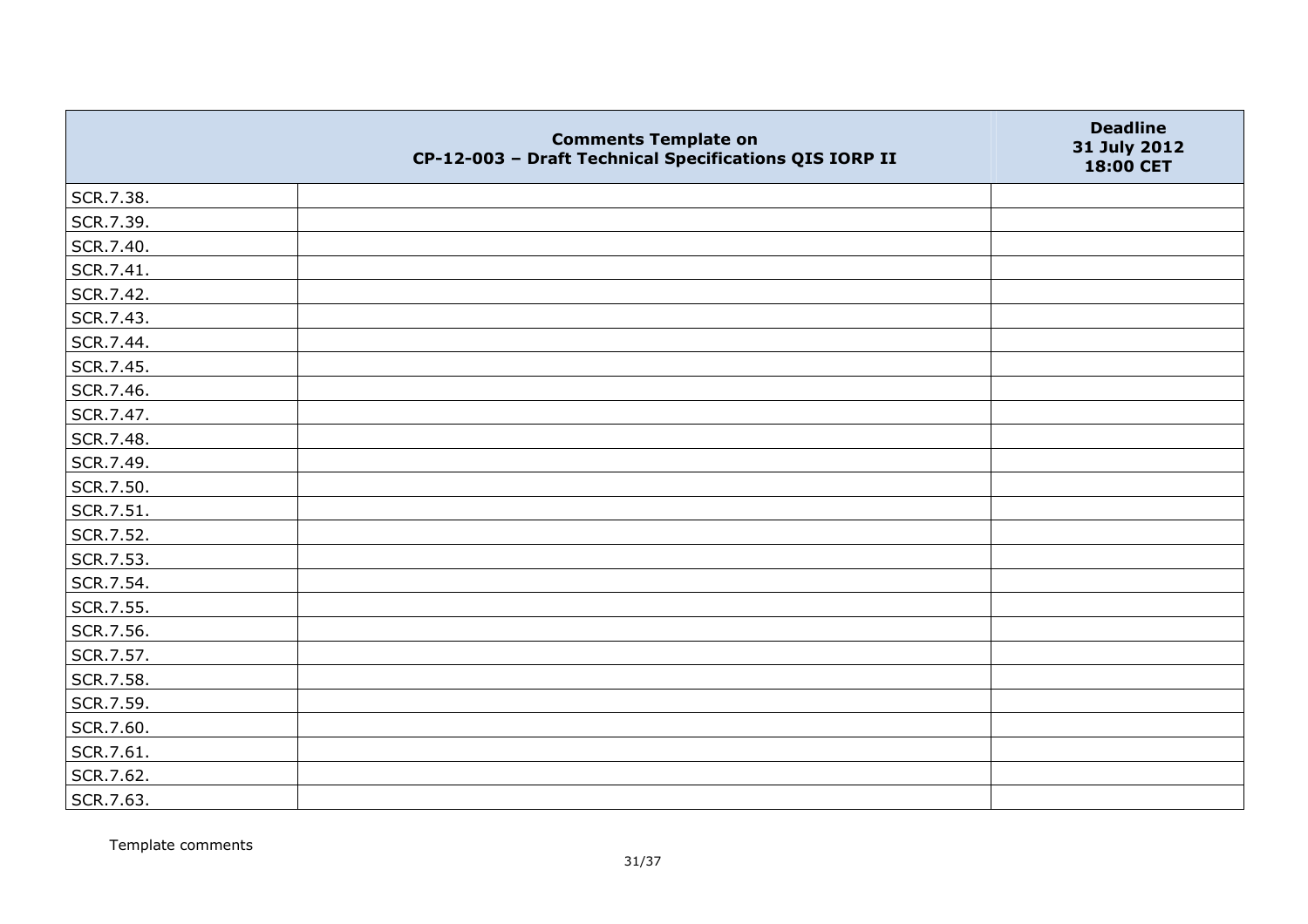|  | Comments Template on CP-12-003 – Draft Technical Specifications QIS IORP II | Deadline 31 July 2012 18:00 CET |
|---|---|---|
| SCR.7.38. |  |  |
| SCR.7.39. |  |  |
| SCR.7.40. |  |  |
| SCR.7.41. |  |  |
| SCR.7.42. |  |  |
| SCR.7.43. |  |  |
| SCR.7.44. |  |  |
| SCR.7.45. |  |  |
| SCR.7.46. |  |  |
| SCR.7.47. |  |  |
| SCR.7.48. |  |  |
| SCR.7.49. |  |  |
| SCR.7.50. |  |  |
| SCR.7.51. |  |  |
| SCR.7.52. |  |  |
| SCR.7.53. |  |  |
| SCR.7.54. |  |  |
| SCR.7.55. |  |  |
| SCR.7.56. |  |  |
| SCR.7.57. |  |  |
| SCR.7.58. |  |  |
| SCR.7.59. |  |  |
| SCR.7.60. |  |  |
| SCR.7.61. |  |  |
| SCR.7.62. |  |  |
| SCR.7.63. |  |  |

Template comments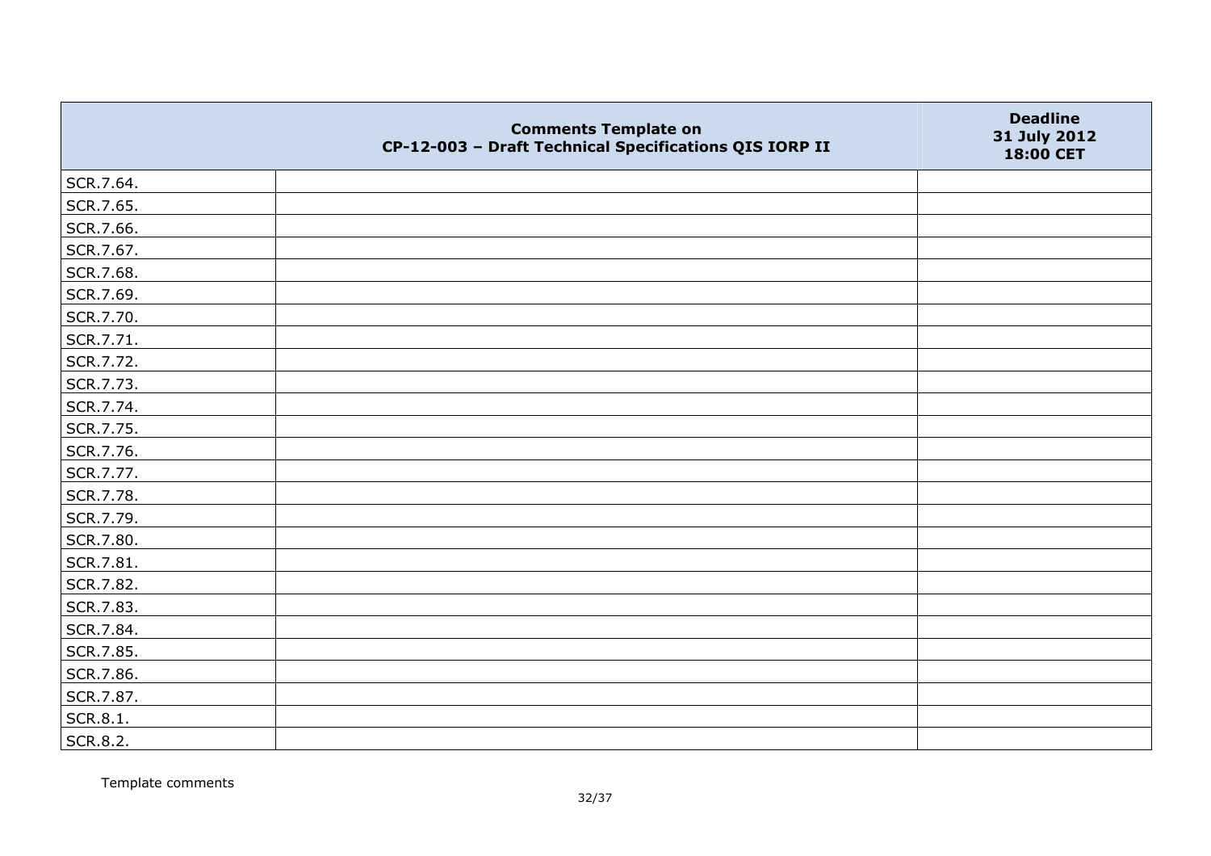| | Comments Template on CP-12-003 – Draft Technical Specifications QIS IORP II | Deadline 31 July 2012 18:00 CET |
|---|---|---|
| SCR.7.64. | | |
| SCR.7.65. | | |
| SCR.7.66. | | |
| SCR.7.67. | | |
| SCR.7.68. | | |
| SCR.7.69. | | |
| SCR.7.70. | | |
| SCR.7.71. | | |
| SCR.7.72. | | |
| SCR.7.73. | | |
| SCR.7.74. | | |
| SCR.7.75. | | |
| SCR.7.76. | | |
| SCR.7.77. | | |
| SCR.7.78. | | |
| SCR.7.79. | | |
| SCR.7.80. | | |
| SCR.7.81. | | |
| SCR.7.82. | | |
| SCR.7.83. | | |
| SCR.7.84. | | |
| SCR.7.85. | | |
| SCR.7.86. | | |
| SCR.7.87. | | |
| SCR.8.1. | | |
| SCR.8.2. | | |

Template comments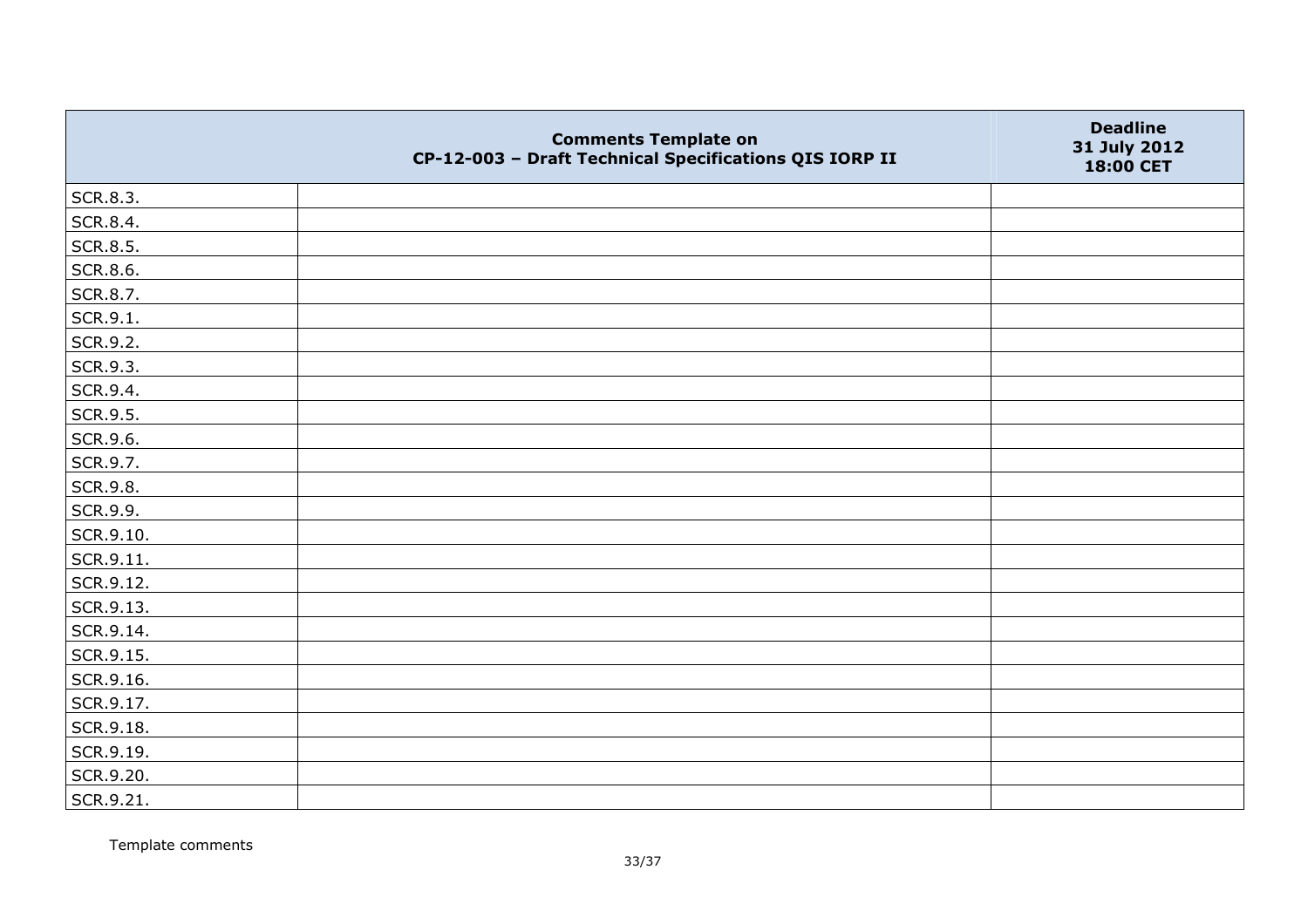| | Comments Template on CP-12-003 – Draft Technical Specifications QIS IORP II | Deadline 31 July 2012 18:00 CET |
|---|---|---|
| SCR.8.3. | | |
| SCR.8.4. | | |
| SCR.8.5. | | |
| SCR.8.6. | | |
| SCR.8.7. | | |
| SCR.9.1. | | |
| SCR.9.2. | | |
| SCR.9.3. | | |
| SCR.9.4. | | |
| SCR.9.5. | | |
| SCR.9.6. | | |
| SCR.9.7. | | |
| SCR.9.8. | | |
| SCR.9.9. | | |
| SCR.9.10. | | |
| SCR.9.11. | | |
| SCR.9.12. | | |
| SCR.9.13. | | |
| SCR.9.14. | | |
| SCR.9.15. | | |
| SCR.9.16. | | |
| SCR.9.17. | | |
| SCR.9.18. | | |
| SCR.9.19. | | |
| SCR.9.20. | | |
| SCR.9.21. | | |

Template comments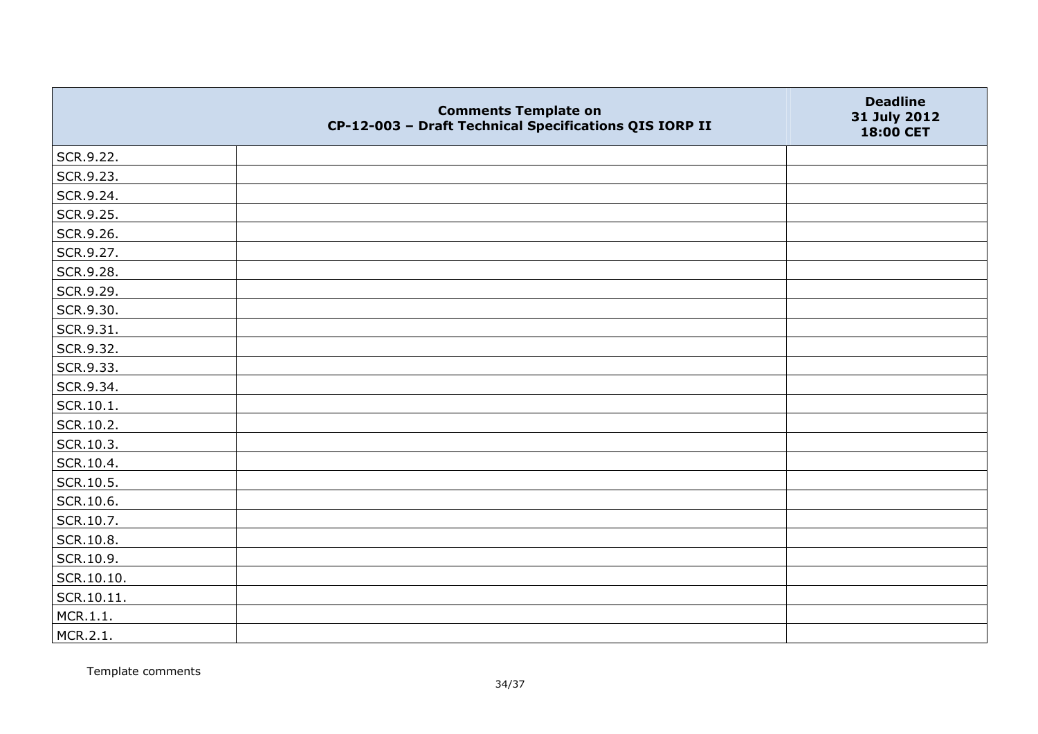| | Comments Template on CP-12-003 – Draft Technical Specifications QIS IORP II | Deadline 31 July 2012 18:00 CET |
|---|---|---|
| SCR.9.22. | | |
| SCR.9.23. | | |
| SCR.9.24. | | |
| SCR.9.25. | | |
| SCR.9.26. | | |
| SCR.9.27. | | |
| SCR.9.28. | | |
| SCR.9.29. | | |
| SCR.9.30. | | |
| SCR.9.31. | | |
| SCR.9.32. | | |
| SCR.9.33. | | |
| SCR.9.34. | | |
| SCR.10.1. | | |
| SCR.10.2. | | |
| SCR.10.3. | | |
| SCR.10.4. | | |
| SCR.10.5. | | |
| SCR.10.6. | | |
| SCR.10.7. | | |
| SCR.10.8. | | |
| SCR.10.9. | | |
| SCR.10.10. | | |
| SCR.10.11. | | |
| MCR.1.1. | | |
| MCR.2.1. | | |

Template comments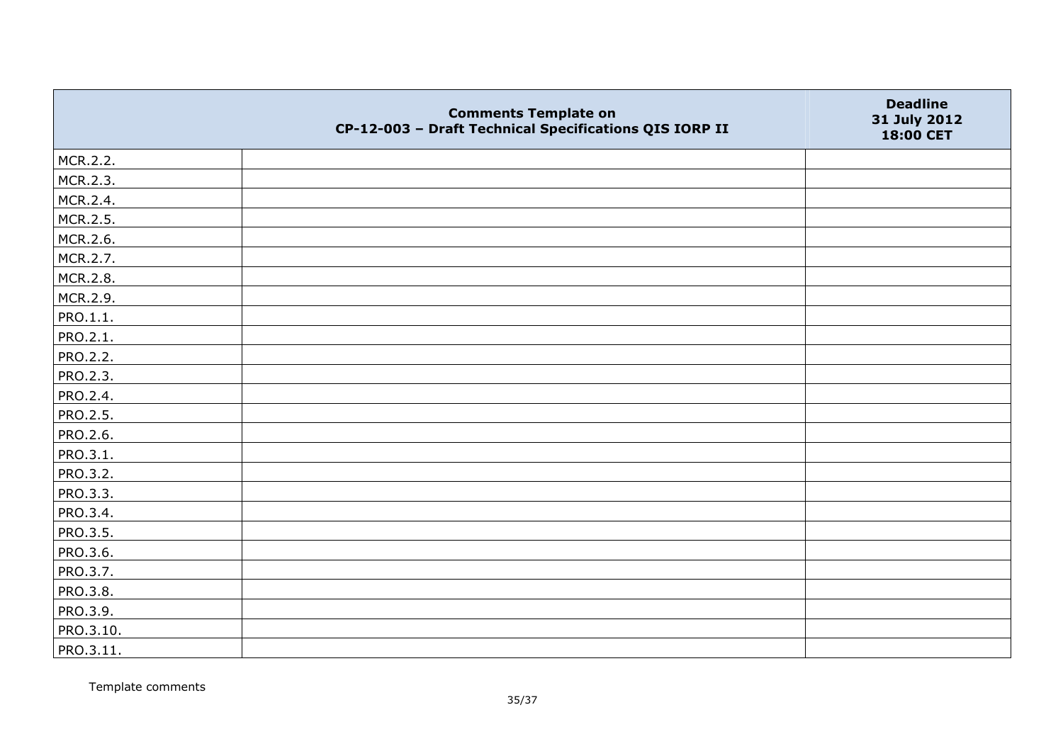| | Comments Template on CP-12-003 – Draft Technical Specifications QIS IORP II | Deadline 31 July 2012 18:00 CET |
|---|---|---|
| MCR.2.2. | | |
| MCR.2.3. | | |
| MCR.2.4. | | |
| MCR.2.5. | | |
| MCR.2.6. | | |
| MCR.2.7. | | |
| MCR.2.8. | | |
| MCR.2.9. | | |
| PRO.1.1. | | |
| PRO.2.1. | | |
| PRO.2.2. | | |
| PRO.2.3. | | |
| PRO.2.4. | | |
| PRO.2.5. | | |
| PRO.2.6. | | |
| PRO.3.1. | | |
| PRO.3.2. | | |
| PRO.3.3. | | |
| PRO.3.4. | | |
| PRO.3.5. | | |
| PRO.3.6. | | |
| PRO.3.7. | | |
| PRO.3.8. | | |
| PRO.3.9. | | |
| PRO.3.10. | | |
| PRO.3.11. | | |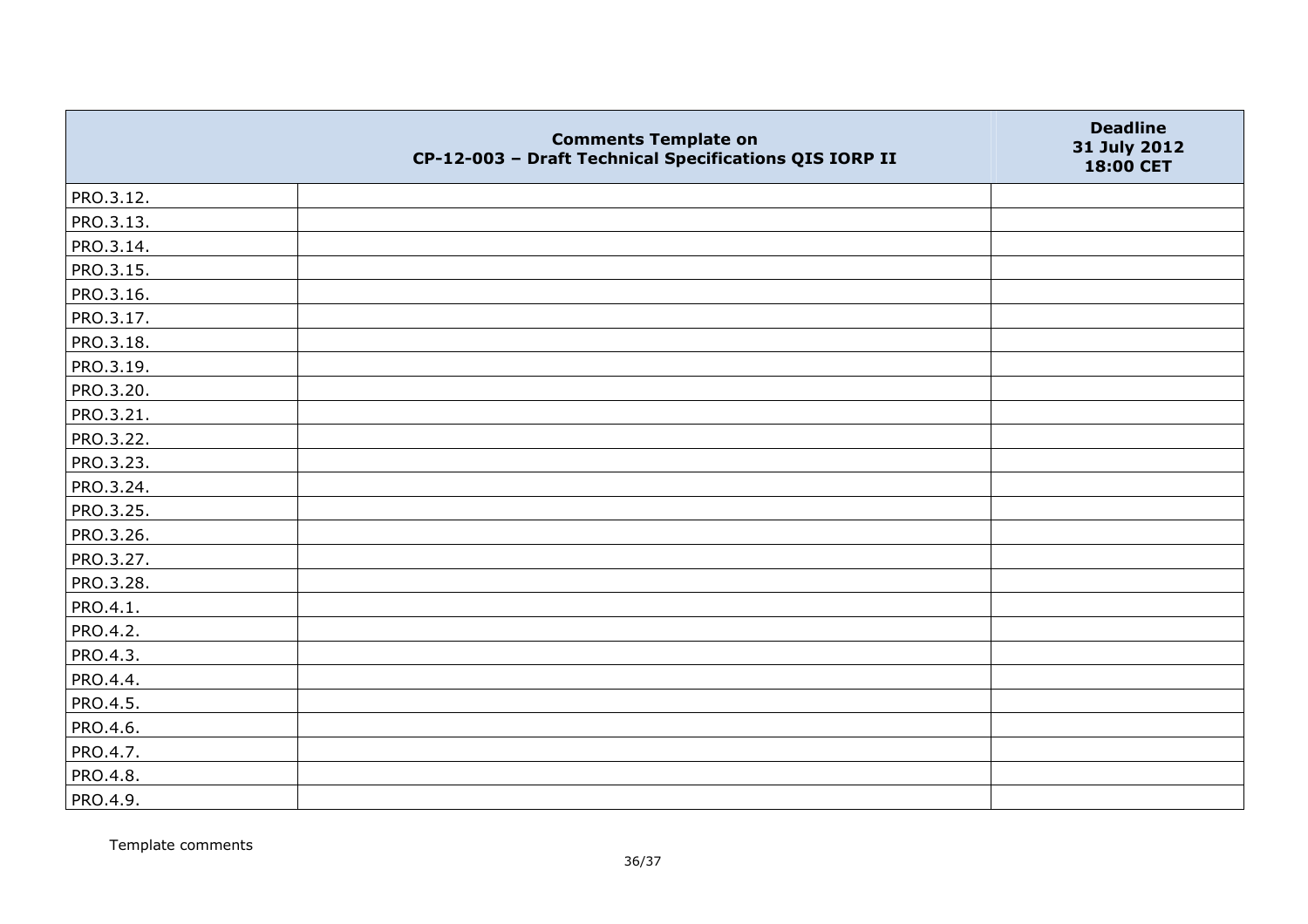| | Comments Template on CP-12-003 – Draft Technical Specifications QIS IORP II | Deadline 31 July 2012 18:00 CET |
|---|---|---|
| PRO.3.12. | | |
| PRO.3.13. | | |
| PRO.3.14. | | |
| PRO.3.15. | | |
| PRO.3.16. | | |
| PRO.3.17. | | |
| PRO.3.18. | | |
| PRO.3.19. | | |
| PRO.3.20. | | |
| PRO.3.21. | | |
| PRO.3.22. | | |
| PRO.3.23. | | |
| PRO.3.24. | | |
| PRO.3.25. | | |
| PRO.3.26. | | |
| PRO.3.27. | | |
| PRO.3.28. | | |
| PRO.4.1. | | |
| PRO.4.2. | | |
| PRO.4.3. | | |
| PRO.4.4. | | |
| PRO.4.5. | | |
| PRO.4.6. | | |
| PRO.4.7. | | |
| PRO.4.8. | | |
| PRO.4.9. | | |

Template comments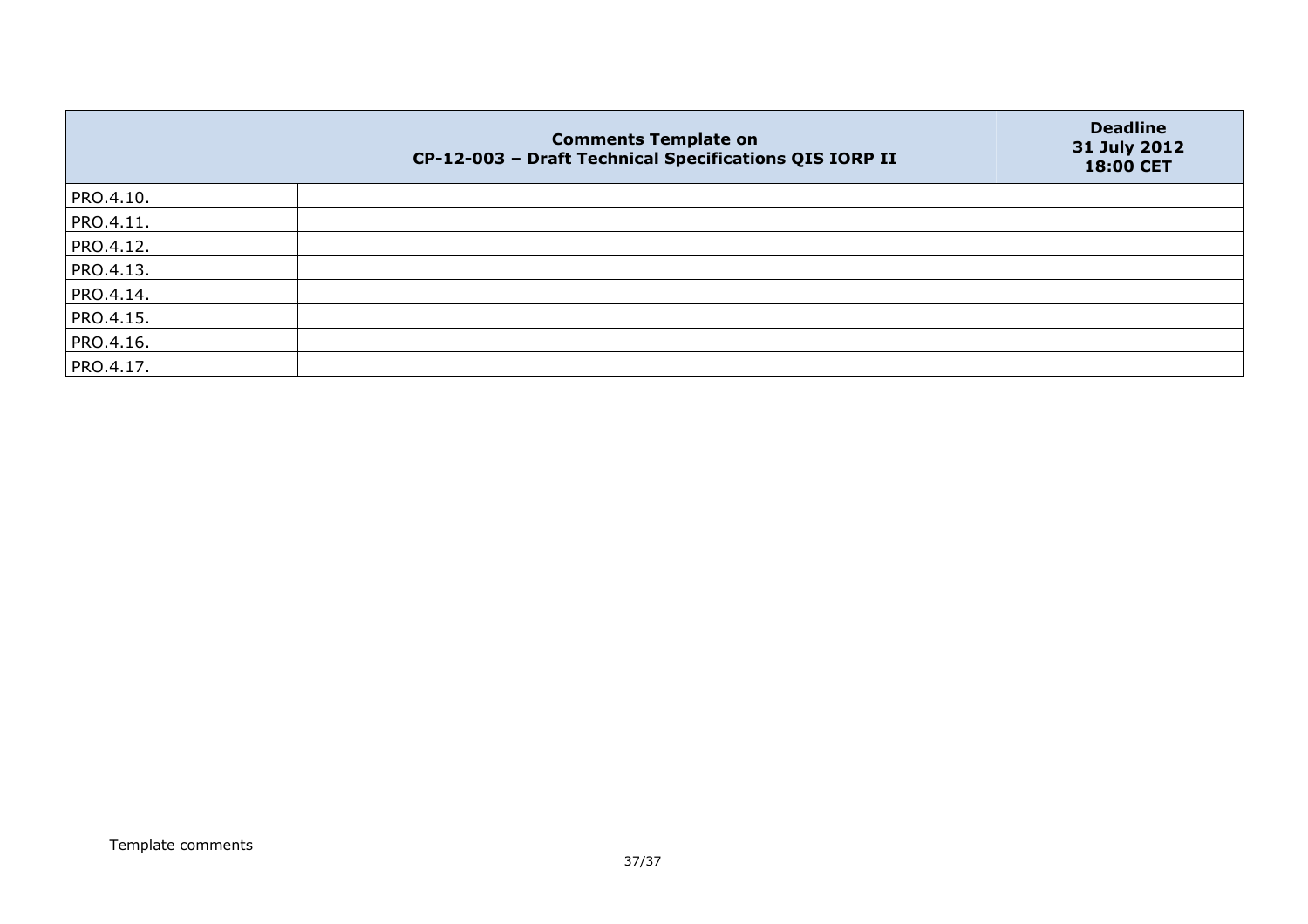| | Comments Template on CP-12-003 – Draft Technical Specifications QIS IORP II | Deadline 31 July 2012 18:00 CET |
|---|---|---|
| PRO.4.10. | | |
| PRO.4.11. | | |
| PRO.4.12. | | |
| PRO.4.13. | | |
| PRO.4.14. | | |
| PRO.4.15. | | |
| PRO.4.16. | | |
| PRO.4.17. | | |